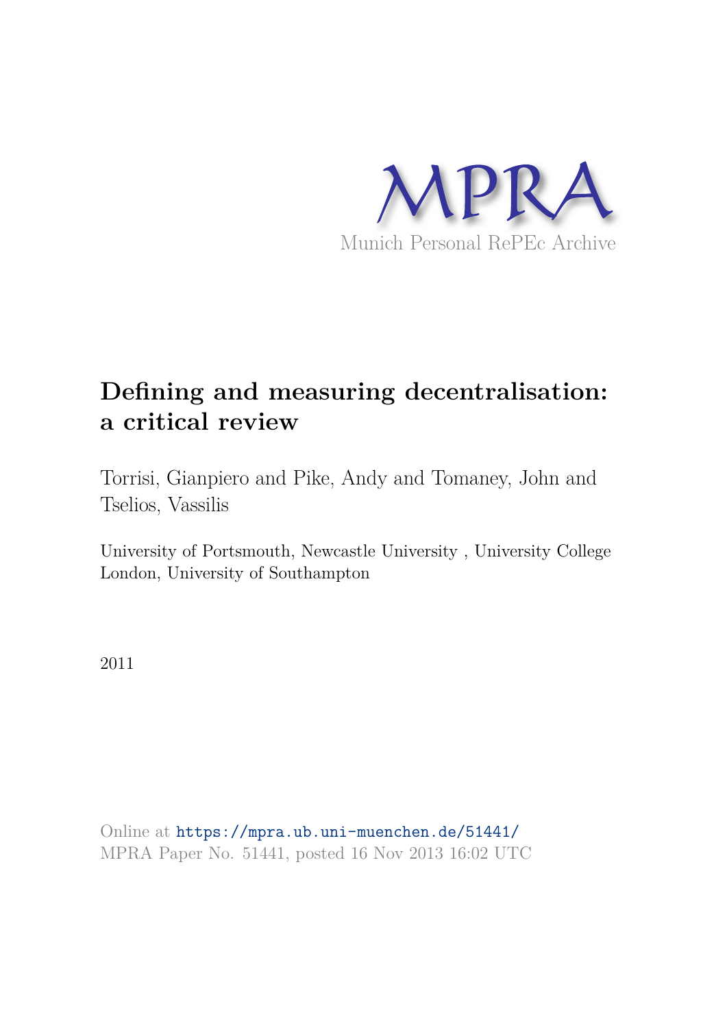MPRA

Munich Personal RePEc Archive

# Defining and measuring decentralisation: a critical review

Torrisi, Gianpiero and Pike, Andy and Tomaney, John and Tselios, Vassilis

University of Portsmouth, Newcastle University , University College London, University of Southampton

2011

Online at https://mpra.ub.uni-muenchen.de/51441/
MPRA Paper No. 51441, posted 16 Nov 2013 16:02 UTC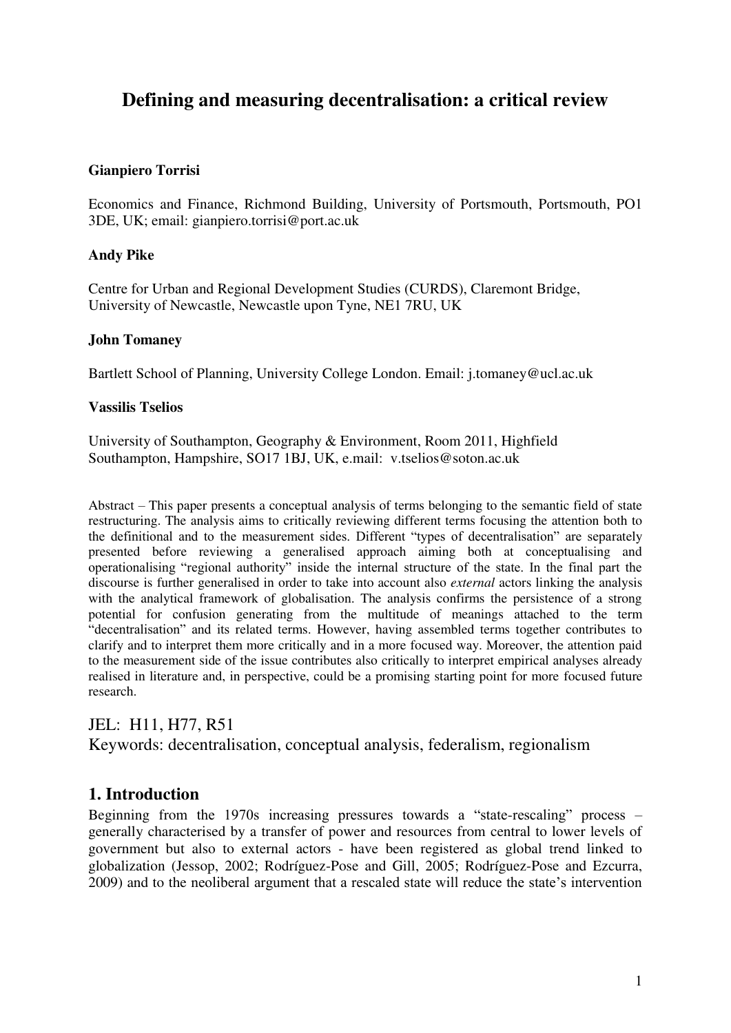# Defining and measuring decentralisation: a critical review

**Gianpiero Torrisi**

Economics and Finance, Richmond Building, University of Portsmouth, Portsmouth, PO1 3DE, UK; email: gianpiero.torrisi@port.ac.uk

**Andy Pike**

Centre for Urban and Regional Development Studies (CURDS), Claremont Bridge, University of Newcastle, Newcastle upon Tyne, NE1 7RU, UK

**John Tomaney**

Bartlett School of Planning, University College London. Email: j.tomaney@ucl.ac.uk

**Vassilis Tselios**

University of Southampton, Geography & Environment, Room 2011, Highfield Southampton, Hampshire, SO17 1BJ, UK, e.mail: v.tselios@soton.ac.uk

Abstract – This paper presents a conceptual analysis of terms belonging to the semantic field of state restructuring. The analysis aims to critically reviewing different terms focusing the attention both to the definitional and to the measurement sides. Different "types of decentralisation" are separately presented before reviewing a generalised approach aiming both at conceptualising and operationalising "regional authority" inside the internal structure of the state. In the final part the discourse is further generalised in order to take into account also *external* actors linking the analysis with the analytical framework of globalisation. The analysis confirms the persistence of a strong potential for confusion generating from the multitude of meanings attached to the term "decentralisation" and its related terms. However, having assembled terms together contributes to clarify and to interpret them more critically and in a more focused way. Moreover, the attention paid to the measurement side of the issue contributes also critically to interpret empirical analyses already realised in literature and, in perspective, could be a promising starting point for more focused future research.

JEL: H11, H77, R51
Keywords: decentralisation, conceptual analysis, federalism, regionalism

## 1. Introduction

Beginning from the 1970s increasing pressures towards a "state-rescaling" process – generally characterised by a transfer of power and resources from central to lower levels of government but also to external actors - have been registered as global trend linked to globalization (Jessop, 2002; Rodríguez-Pose and Gill, 2005; Rodríguez-Pose and Ezcurra, 2009) and to the neoliberal argument that a rescaled state will reduce the state's intervention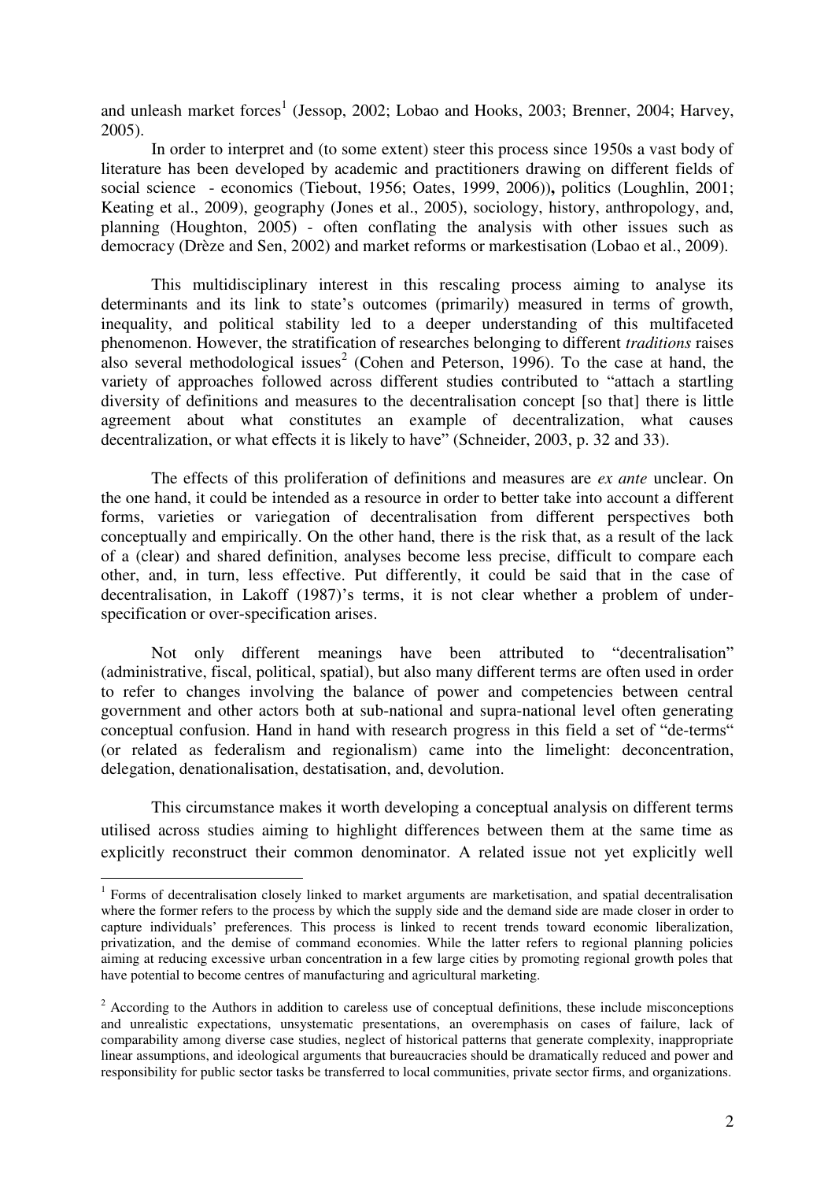and unleash market forces[1] (Jessop, 2002; Lobao and Hooks, 2003; Brenner, 2004; Harvey, 2005).

In order to interpret and (to some extent) steer this process since 1950s a vast body of literature has been developed by academic and practitioners drawing on different fields of social science - economics (Tiebout, 1956; Oates, 1999, 2006)**,** politics (Loughlin, 2001; Keating et al., 2009), geography (Jones et al., 2005), sociology, history, anthropology, and, planning (Houghton, 2005) - often conflating the analysis with other issues such as democracy (Drèze and Sen, 2002) and market reforms or markestisation (Lobao et al., 2009).

This multidisciplinary interest in this rescaling process aiming to analyse its determinants and its link to state's outcomes (primarily) measured in terms of growth, inequality, and political stability led to a deeper understanding of this multifaceted phenomenon. However, the stratification of researches belonging to different *traditions* raises also several methodological issues[2] (Cohen and Peterson, 1996). To the case at hand, the variety of approaches followed across different studies contributed to "attach a startling diversity of definitions and measures to the decentralisation concept [so that] there is little agreement about what constitutes an example of decentralization, what causes decentralization, or what effects it is likely to have" (Schneider, 2003, p. 32 and 33).

The effects of this proliferation of definitions and measures are *ex ante* unclear. On the one hand, it could be intended as a resource in order to better take into account a different forms, varieties or variegation of decentralisation from different perspectives both conceptually and empirically. On the other hand, there is the risk that, as a result of the lack of a (clear) and shared definition, analyses become less precise, difficult to compare each other, and, in turn, less effective. Put differently, it could be said that in the case of decentralisation, in Lakoff (1987)'s terms, it is not clear whether a problem of under-specification or over-specification arises.

Not only different meanings have been attributed to "decentralisation" (administrative, fiscal, political, spatial), but also many different terms are often used in order to refer to changes involving the balance of power and competencies between central government and other actors both at sub-national and supra-national level often generating conceptual confusion. Hand in hand with research progress in this field a set of "de-terms" (or related as federalism and regionalism) came into the limelight: deconcentration, delegation, denationalisation, destatisation, and, devolution.

This circumstance makes it worth developing a conceptual analysis on different terms utilised across studies aiming to highlight differences between them at the same time as explicitly reconstruct their common denominator. A related issue not yet explicitly well

---

[1] Forms of decentralisation closely linked to market arguments are marketisation, and spatial decentralisation where the former refers to the process by which the supply side and the demand side are made closer in order to capture individuals' preferences. This process is linked to recent trends toward economic liberalization, privatization, and the demise of command economies. While the latter refers to regional planning policies aiming at reducing excessive urban concentration in a few large cities by promoting regional growth poles that have potential to become centres of manufacturing and agricultural marketing.

[2] According to the Authors in addition to careless use of conceptual definitions, these include misconceptions and unrealistic expectations, unsystematic presentations, an overemphasis on cases of failure, lack of comparability among diverse case studies, neglect of historical patterns that generate complexity, inappropriate linear assumptions, and ideological arguments that bureaucracies should be dramatically reduced and power and responsibility for public sector tasks be transferred to local communities, private sector firms, and organizations.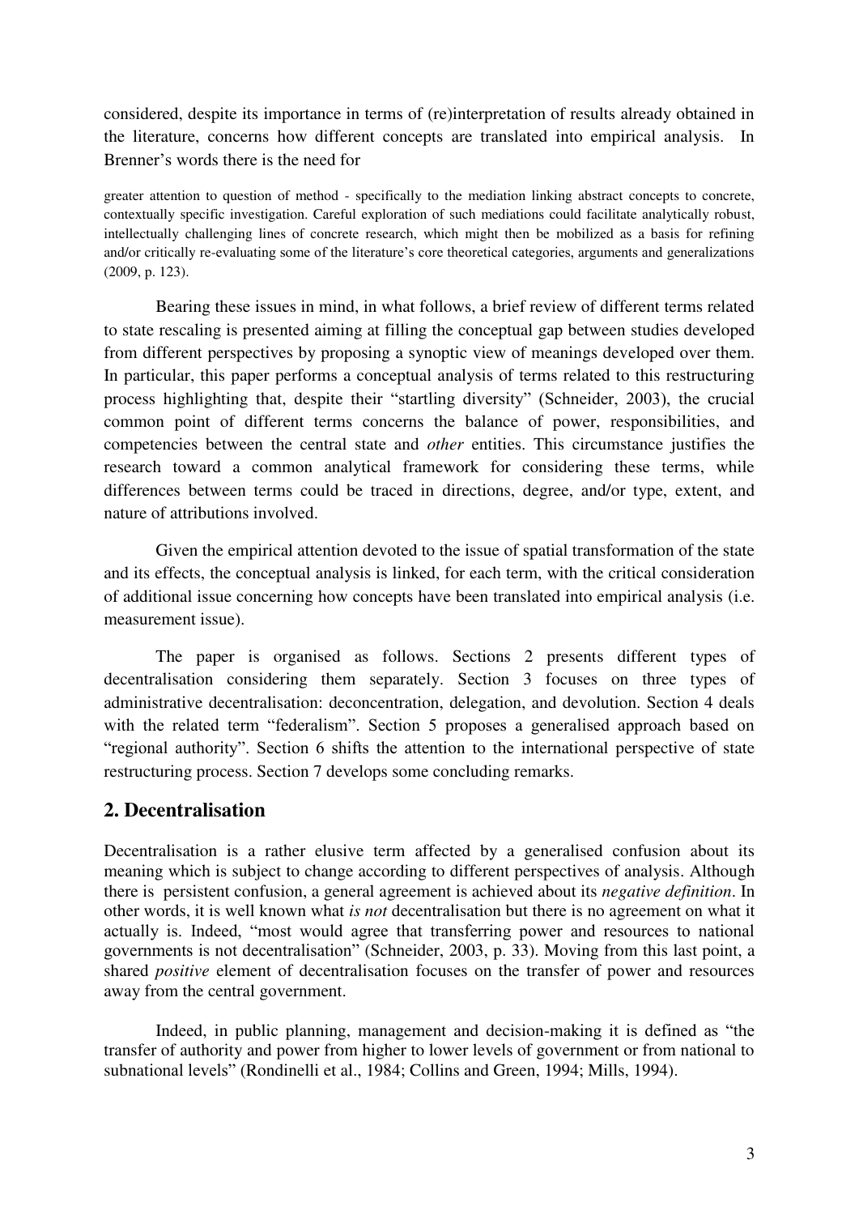considered, despite its importance in terms of (re)interpretation of results already obtained in the literature, concerns how different concepts are translated into empirical analysis. In Brenner's words there is the need for

> greater attention to question of method - specifically to the mediation linking abstract concepts to concrete, contextually specific investigation. Careful exploration of such mediations could facilitate analytically robust, intellectually challenging lines of concrete research, which might then be mobilized as a basis for refining and/or critically re-evaluating some of the literature's core theoretical categories, arguments and generalizations (2009, p. 123).

Bearing these issues in mind, in what follows, a brief review of different terms related to state rescaling is presented aiming at filling the conceptual gap between studies developed from different perspectives by proposing a synoptic view of meanings developed over them. In particular, this paper performs a conceptual analysis of terms related to this restructuring process highlighting that, despite their "startling diversity" (Schneider, 2003), the crucial common point of different terms concerns the balance of power, responsibilities, and competencies between the central state and *other* entities. This circumstance justifies the research toward a common analytical framework for considering these terms, while differences between terms could be traced in directions, degree, and/or type, extent, and nature of attributions involved.

Given the empirical attention devoted to the issue of spatial transformation of the state and its effects, the conceptual analysis is linked, for each term, with the critical consideration of additional issue concerning how concepts have been translated into empirical analysis (i.e. measurement issue).

The paper is organised as follows. Sections 2 presents different types of decentralisation considering them separately. Section 3 focuses on three types of administrative decentralisation: deconcentration, delegation, and devolution. Section 4 deals with the related term "federalism". Section 5 proposes a generalised approach based on "regional authority". Section 6 shifts the attention to the international perspective of state restructuring process. Section 7 develops some concluding remarks.

## 2. Decentralisation

Decentralisation is a rather elusive term affected by a generalised confusion about its meaning which is subject to change according to different perspectives of analysis. Although there is persistent confusion, a general agreement is achieved about its *negative definition*. In other words, it is well known what *is not* decentralisation but there is no agreement on what it actually is. Indeed, "most would agree that transferring power and resources to national governments is not decentralisation" (Schneider, 2003, p. 33). Moving from this last point, a shared *positive* element of decentralisation focuses on the transfer of power and resources away from the central government.

Indeed, in public planning, management and decision-making it is defined as "the transfer of authority and power from higher to lower levels of government or from national to subnational levels" (Rondinelli et al., 1984; Collins and Green, 1994; Mills, 1994).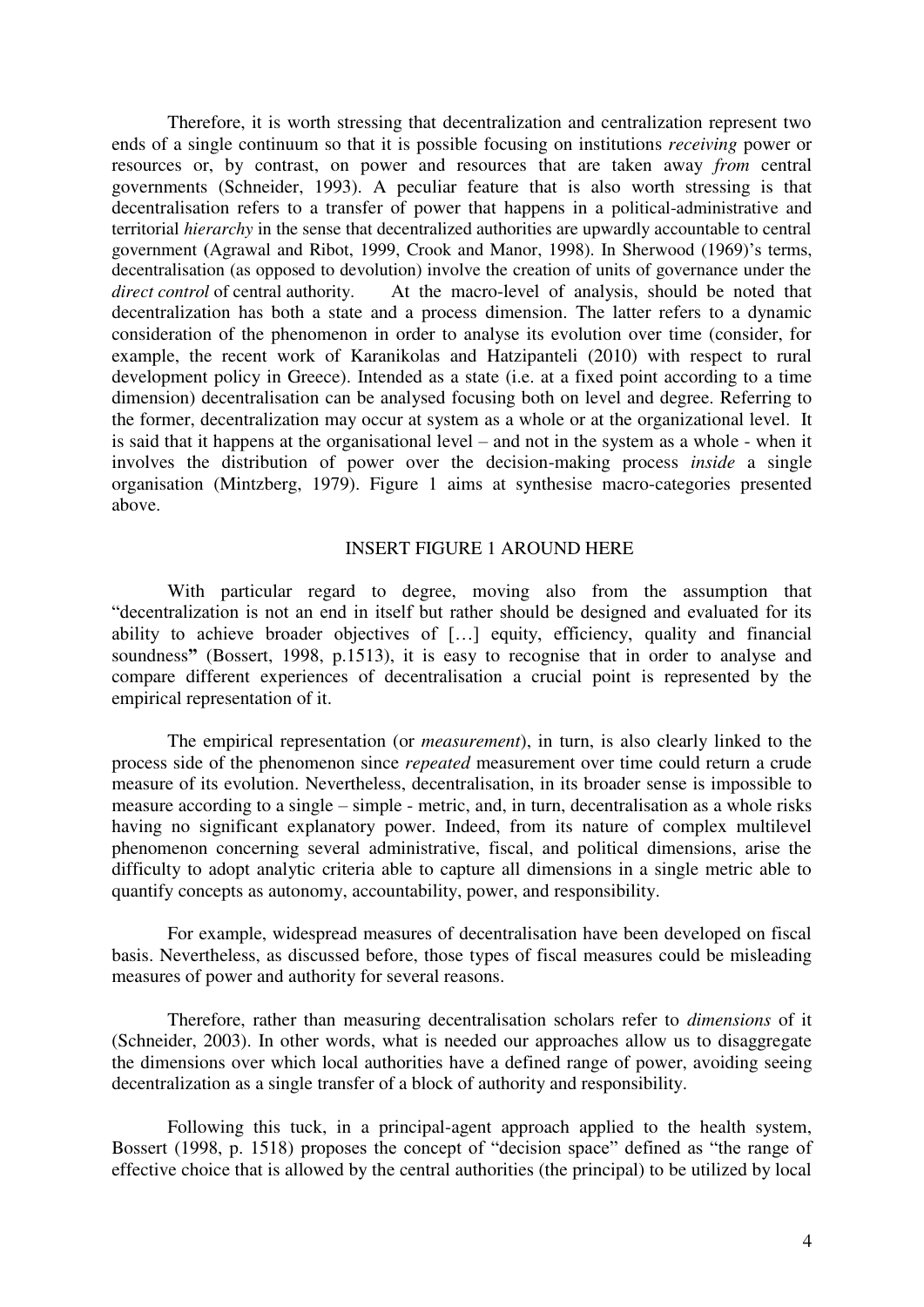Therefore, it is worth stressing that decentralization and centralization represent two ends of a single continuum so that it is possible focusing on institutions *receiving* power or resources or, by contrast, on power and resources that are taken away *from* central governments (Schneider, 1993). A peculiar feature that is also worth stressing is that decentralisation refers to a transfer of power that happens in a political-administrative and territorial *hierarchy* in the sense that decentralized authorities are upwardly accountable to central government (Agrawal and Ribot, 1999, Crook and Manor, 1998). In Sherwood (1969)'s terms, decentralisation (as opposed to devolution) involve the creation of units of governance under the *direct control* of central authority. At the macro-level of analysis, should be noted that decentralization has both a state and a process dimension. The latter refers to a dynamic consideration of the phenomenon in order to analyse its evolution over time (consider, for example, the recent work of Karanikolas and Hatzipanteli (2010) with respect to rural development policy in Greece). Intended as a state (i.e. at a fixed point according to a time dimension) decentralisation can be analysed focusing both on level and degree. Referring to the former, decentralization may occur at system as a whole or at the organizational level. It is said that it happens at the organisational level – and not in the system as a whole - when it involves the distribution of power over the decision-making process *inside* a single organisation (Mintzberg, 1979). Figure 1 aims at synthesise macro-categories presented above.

INSERT FIGURE 1 AROUND HERE

With particular regard to degree, moving also from the assumption that "decentralization is not an end in itself but rather should be designed and evaluated for its ability to achieve broader objectives of […] equity, efficiency, quality and financial soundness" (Bossert, 1998, p.1513), it is easy to recognise that in order to analyse and compare different experiences of decentralisation a crucial point is represented by the empirical representation of it.

The empirical representation (or *measurement*), in turn, is also clearly linked to the process side of the phenomenon since *repeated* measurement over time could return a crude measure of its evolution. Nevertheless, decentralisation, in its broader sense is impossible to measure according to a single – simple - metric, and, in turn, decentralisation as a whole risks having no significant explanatory power. Indeed, from its nature of complex multilevel phenomenon concerning several administrative, fiscal, and political dimensions, arise the difficulty to adopt analytic criteria able to capture all dimensions in a single metric able to quantify concepts as autonomy, accountability, power, and responsibility.

For example, widespread measures of decentralisation have been developed on fiscal basis. Nevertheless, as discussed before, those types of fiscal measures could be misleading measures of power and authority for several reasons.

Therefore, rather than measuring decentralisation scholars refer to *dimensions* of it (Schneider, 2003). In other words, what is needed our approaches allow us to disaggregate the dimensions over which local authorities have a defined range of power, avoiding seeing decentralization as a single transfer of a block of authority and responsibility.

Following this tuck, in a principal-agent approach applied to the health system, Bossert (1998, p. 1518) proposes the concept of "decision space" defined as "the range of effective choice that is allowed by the central authorities (the principal) to be utilized by local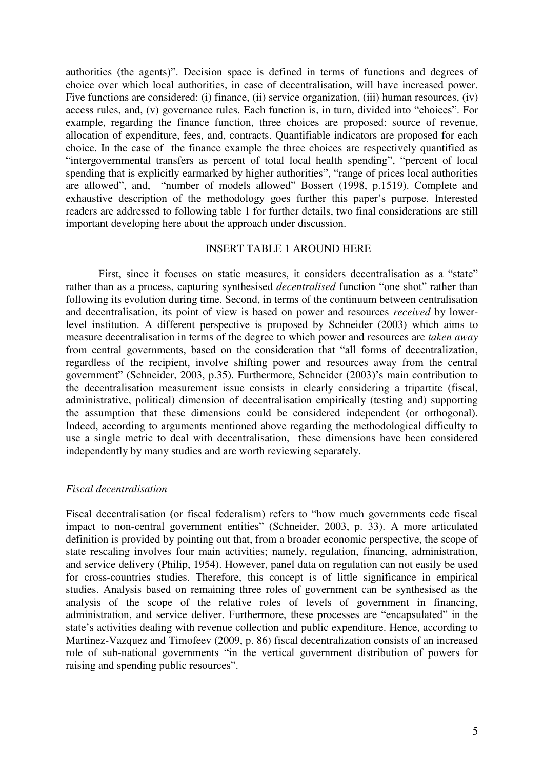authorities (the agents)". Decision space is defined in terms of functions and degrees of choice over which local authorities, in case of decentralisation, will have increased power. Five functions are considered: (i) finance, (ii) service organization, (iii) human resources, (iv) access rules, and, (v) governance rules. Each function is, in turn, divided into "choices". For example, regarding the finance function, three choices are proposed: source of revenue, allocation of expenditure, fees, and, contracts. Quantifiable indicators are proposed for each choice. In the case of the finance example the three choices are respectively quantified as "intergovernmental transfers as percent of total local health spending", "percent of local spending that is explicitly earmarked by higher authorities", "range of prices local authorities are allowed", and, "number of models allowed" Bossert (1998, p.1519). Complete and exhaustive description of the methodology goes further this paper's purpose. Interested readers are addressed to following table 1 for further details, two final considerations are still important developing here about the approach under discussion.

INSERT TABLE 1 AROUND HERE

First, since it focuses on static measures, it considers decentralisation as a "state" rather than as a process, capturing synthesised *decentralised* function "one shot" rather than following its evolution during time. Second, in terms of the continuum between centralisation and decentralisation, its point of view is based on power and resources *received* by lower-level institution. A different perspective is proposed by Schneider (2003) which aims to measure decentralisation in terms of the degree to which power and resources are *taken away* from central governments, based on the consideration that "all forms of decentralization, regardless of the recipient, involve shifting power and resources away from the central government" (Schneider, 2003, p.35). Furthermore, Schneider (2003)'s main contribution to the decentralisation measurement issue consists in clearly considering a tripartite (fiscal, administrative, political) dimension of decentralisation empirically (testing and) supporting the assumption that these dimensions could be considered independent (or orthogonal). Indeed, according to arguments mentioned above regarding the methodological difficulty to use a single metric to deal with decentralisation, these dimensions have been considered independently by many studies and are worth reviewing separately.

*Fiscal decentralisation*

Fiscal decentralisation (or fiscal federalism) refers to "how much governments cede fiscal impact to non-central government entities" (Schneider, 2003, p. 33). A more articulated definition is provided by pointing out that, from a broader economic perspective, the scope of state rescaling involves four main activities; namely, regulation, financing, administration, and service delivery (Philip, 1954). However, panel data on regulation can not easily be used for cross-countries studies. Therefore, this concept is of little significance in empirical studies. Analysis based on remaining three roles of government can be synthesised as the analysis of the scope of the relative roles of levels of government in financing, administration, and service deliver. Furthermore, these processes are "encapsulated" in the state's activities dealing with revenue collection and public expenditure. Hence, according to Martinez-Vazquez and Timofeev (2009, p. 86) fiscal decentralization consists of an increased role of sub-national governments "in the vertical government distribution of powers for raising and spending public resources".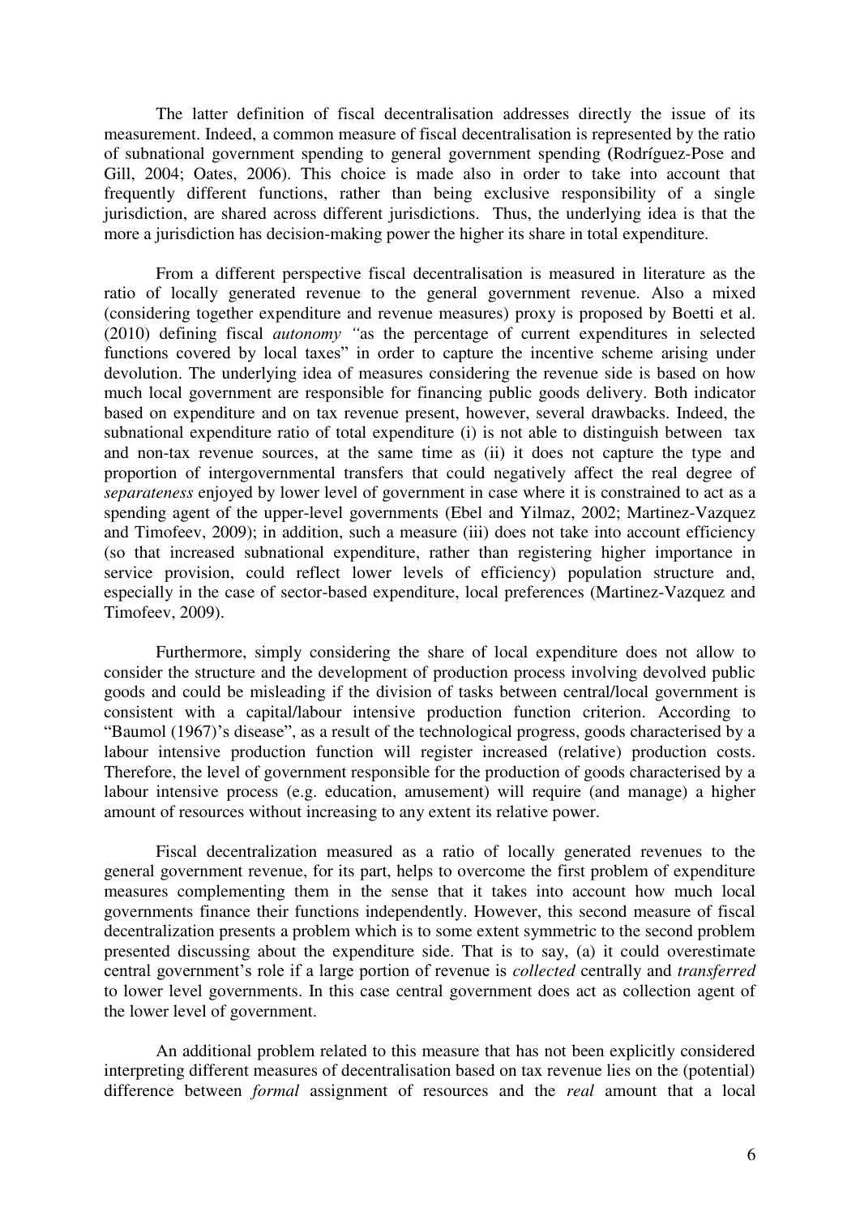The latter definition of fiscal decentralisation addresses directly the issue of its measurement. Indeed, a common measure of fiscal decentralisation is represented by the ratio of subnational government spending to general government spending (Rodríguez-Pose and Gill, 2004; Oates, 2006). This choice is made also in order to take into account that frequently different functions, rather than being exclusive responsibility of a single jurisdiction, are shared across different jurisdictions. Thus, the underlying idea is that the more a jurisdiction has decision-making power the higher its share in total expenditure.

From a different perspective fiscal decentralisation is measured in literature as the ratio of locally generated revenue to the general government revenue. Also a mixed (considering together expenditure and revenue measures) proxy is proposed by Boetti et al. (2010) defining fiscal *autonomy* "as the percentage of current expenditures in selected functions covered by local taxes" in order to capture the incentive scheme arising under devolution. The underlying idea of measures considering the revenue side is based on how much local government are responsible for financing public goods delivery. Both indicator based on expenditure and on tax revenue present, however, several drawbacks. Indeed, the subnational expenditure ratio of total expenditure (i) is not able to distinguish between tax and non-tax revenue sources, at the same time as (ii) it does not capture the type and proportion of intergovernmental transfers that could negatively affect the real degree of *separateness* enjoyed by lower level of government in case where it is constrained to act as a spending agent of the upper-level governments (Ebel and Yilmaz, 2002; Martinez-Vazquez and Timofeev, 2009); in addition, such a measure (iii) does not take into account efficiency (so that increased subnational expenditure, rather than registering higher importance in service provision, could reflect lower levels of efficiency) population structure and, especially in the case of sector-based expenditure, local preferences (Martinez-Vazquez and Timofeev, 2009).

Furthermore, simply considering the share of local expenditure does not allow to consider the structure and the development of production process involving devolved public goods and could be misleading if the division of tasks between central/local government is consistent with a capital/labour intensive production function criterion. According to "Baumol (1967)'s disease", as a result of the technological progress, goods characterised by a labour intensive production function will register increased (relative) production costs. Therefore, the level of government responsible for the production of goods characterised by a labour intensive process (e.g. education, amusement) will require (and manage) a higher amount of resources without increasing to any extent its relative power.

Fiscal decentralization measured as a ratio of locally generated revenues to the general government revenue, for its part, helps to overcome the first problem of expenditure measures complementing them in the sense that it takes into account how much local governments finance their functions independently. However, this second measure of fiscal decentralization presents a problem which is to some extent symmetric to the second problem presented discussing about the expenditure side. That is to say, (a) it could overestimate central government's role if a large portion of revenue is *collected* centrally and *transferred* to lower level governments. In this case central government does act as collection agent of the lower level of government.

An additional problem related to this measure that has not been explicitly considered interpreting different measures of decentralisation based on tax revenue lies on the (potential) difference between *formal* assignment of resources and the *real* amount that a local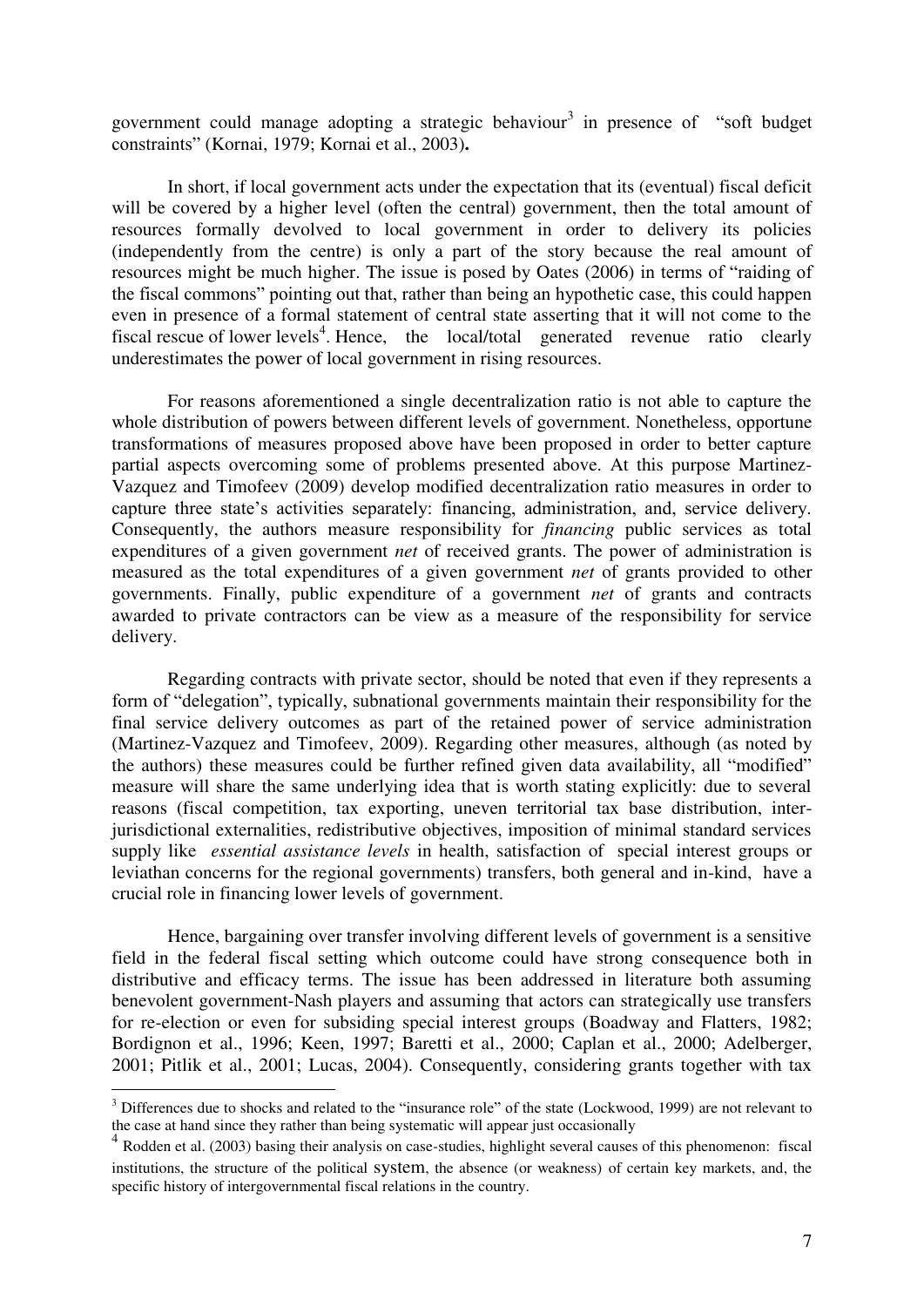government could manage adopting a strategic behaviour[3] in presence of "soft budget constraints" (Kornai, 1979; Kornai et al., 2003)**.**

In short, if local government acts under the expectation that its (eventual) fiscal deficit will be covered by a higher level (often the central) government, then the total amount of resources formally devolved to local government in order to delivery its policies (independently from the centre) is only a part of the story because the real amount of resources might be much higher. The issue is posed by Oates (2006) in terms of "raiding of the fiscal commons" pointing out that, rather than being an hypothetic case, this could happen even in presence of a formal statement of central state asserting that it will not come to the fiscal rescue of lower levels[4]. Hence, the local/total generated revenue ratio clearly underestimates the power of local government in rising resources.

For reasons aforementioned a single decentralization ratio is not able to capture the whole distribution of powers between different levels of government. Nonetheless, opportune transformations of measures proposed above have been proposed in order to better capture partial aspects overcoming some of problems presented above. At this purpose Martinez-Vazquez and Timofeev (2009) develop modified decentralization ratio measures in order to capture three state's activities separately: financing, administration, and, service delivery. Consequently, the authors measure responsibility for *financing* public services as total expenditures of a given government *net* of received grants. The power of administration is measured as the total expenditures of a given government *net* of grants provided to other governments. Finally, public expenditure of a government *net* of grants and contracts awarded to private contractors can be view as a measure of the responsibility for service delivery.

Regarding contracts with private sector, should be noted that even if they represents a form of "delegation", typically, subnational governments maintain their responsibility for the final service delivery outcomes as part of the retained power of service administration (Martinez-Vazquez and Timofeev, 2009). Regarding other measures, although (as noted by the authors) these measures could be further refined given data availability, all "modified" measure will share the same underlying idea that is worth stating explicitly: due to several reasons (fiscal competition, tax exporting, uneven territorial tax base distribution, inter-jurisdictional externalities, redistributive objectives, imposition of minimal standard services supply like *essential assistance levels* in health, satisfaction of special interest groups or leviathan concerns for the regional governments) transfers, both general and in-kind, have a crucial role in financing lower levels of government.

Hence, bargaining over transfer involving different levels of government is a sensitive field in the federal fiscal setting which outcome could have strong consequence both in distributive and efficacy terms. The issue has been addressed in literature both assuming benevolent government-Nash players and assuming that actors can strategically use transfers for re-election or even for subsiding special interest groups (Boadway and Flatters, 1982; Bordignon et al., 1996; Keen, 1997; Baretti et al., 2000; Caplan et al., 2000; Adelberger, 2001; Pitlik et al., 2001; Lucas, 2004). Consequently, considering grants together with tax

---

[3] Differences due to shocks and related to the "insurance role" of the state (Lockwood, 1999) are not relevant to the case at hand since they rather than being systematic will appear just occasionally

[4] Rodden et al. (2003) basing their analysis on case-studies, highlight several causes of this phenomenon: fiscal institutions, the structure of the political system, the absence (or weakness) of certain key markets, and, the specific history of intergovernmental fiscal relations in the country.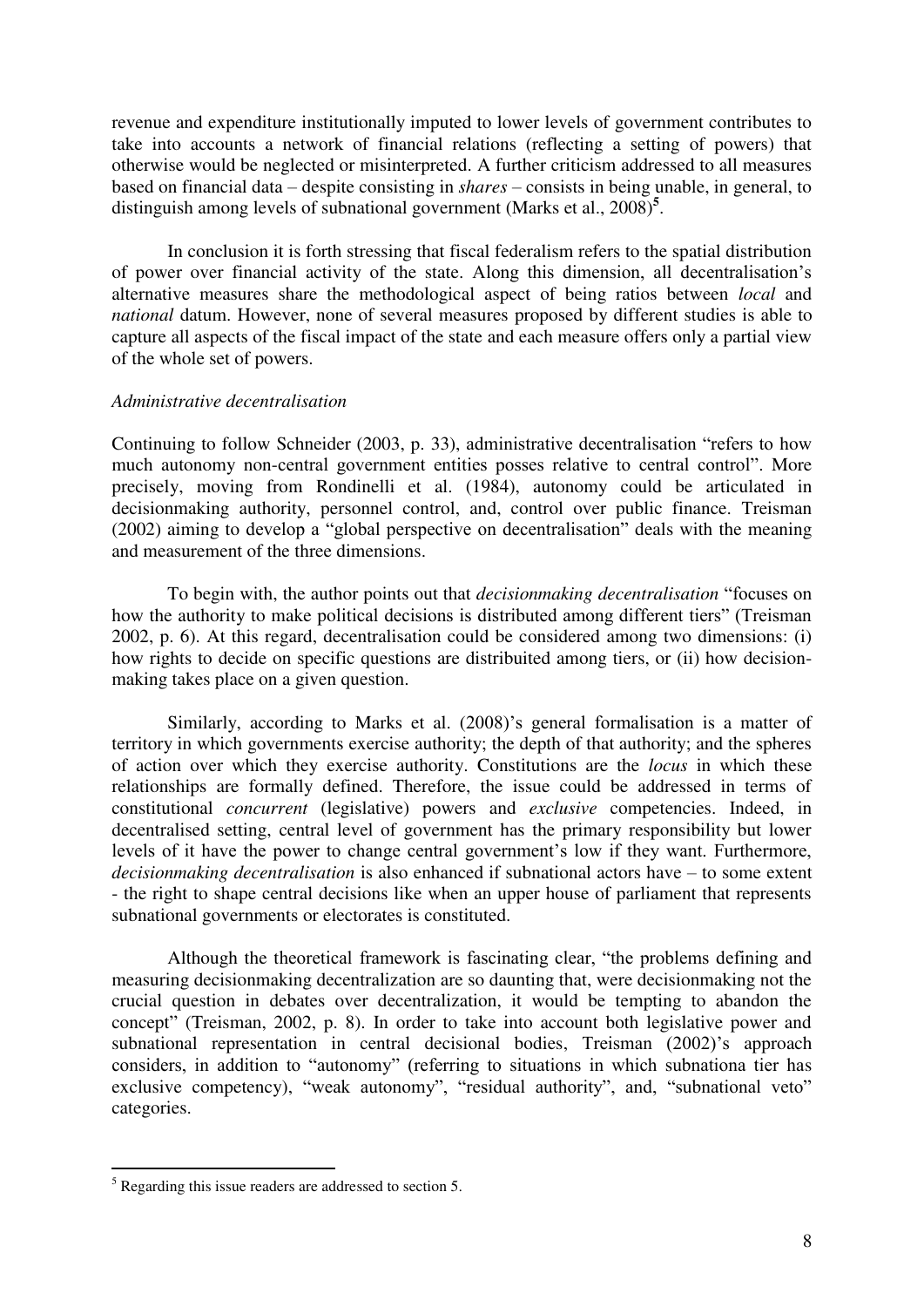revenue and expenditure institutionally imputed to lower levels of government contributes to take into accounts a network of financial relations (reflecting a setting of powers) that otherwise would be neglected or misinterpreted. A further criticism addressed to all measures based on financial data – despite consisting in *shares* – consists in being unable, in general, to distinguish among levels of subnational government (Marks et al., 2008)[5].

In conclusion it is forth stressing that fiscal federalism refers to the spatial distribution of power over financial activity of the state. Along this dimension, all decentralisation's alternative measures share the methodological aspect of being ratios between *local* and *national* datum. However, none of several measures proposed by different studies is able to capture all aspects of the fiscal impact of the state and each measure offers only a partial view of the whole set of powers.

*Administrative decentralisation*

Continuing to follow Schneider (2003, p. 33), administrative decentralisation "refers to how much autonomy non-central government entities posses relative to central control". More precisely, moving from Rondinelli et al. (1984), autonomy could be articulated in decisionmaking authority, personnel control, and, control over public finance. Treisman (2002) aiming to develop a "global perspective on decentralisation" deals with the meaning and measurement of the three dimensions.

To begin with, the author points out that *decisionmaking decentralisation* "focuses on how the authority to make political decisions is distributed among different tiers" (Treisman 2002, p. 6). At this regard, decentralisation could be considered among two dimensions: (i) how rights to decide on specific questions are distribuited among tiers, or (ii) how decision-making takes place on a given question.

Similarly, according to Marks et al. (2008)'s general formalisation is a matter of territory in which governments exercise authority; the depth of that authority; and the spheres of action over which they exercise authority. Constitutions are the *locus* in which these relationships are formally defined. Therefore, the issue could be addressed in terms of constitutional *concurrent* (legislative) powers and *exclusive* competencies. Indeed, in decentralised setting, central level of government has the primary responsibility but lower levels of it have the power to change central government's low if they want. Furthermore, *decisionmaking decentralisation* is also enhanced if subnational actors have – to some extent - the right to shape central decisions like when an upper house of parliament that represents subnational governments or electorates is constituted.

Although the theoretical framework is fascinating clear, "the problems defining and measuring decisionmaking decentralization are so daunting that, were decisionmaking not the crucial question in debates over decentralization, it would be tempting to abandon the concept" (Treisman, 2002, p. 8). In order to take into account both legislative power and subnational representation in central decisional bodies, Treisman (2002)'s approach considers, in addition to "autonomy" (referring to situations in which subnationa tier has exclusive competency), "weak autonomy", "residual authority", and, "subnational veto" categories.

---

[5] Regarding this issue readers are addressed to section 5.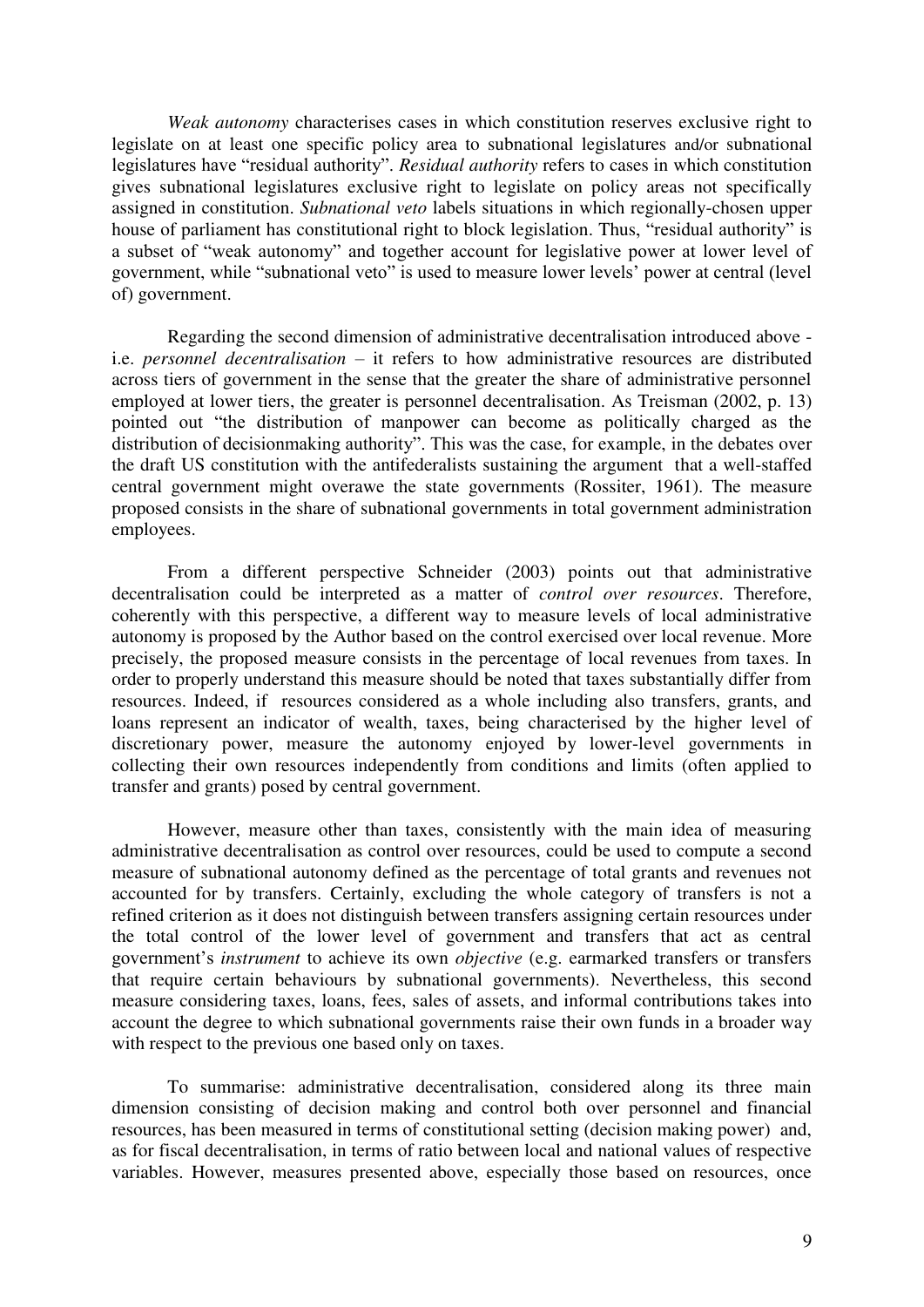*Weak autonomy* characterises cases in which constitution reserves exclusive right to legislate on at least one specific policy area to subnational legislatures and/or subnational legislatures have "residual authority". *Residual authority* refers to cases in which constitution gives subnational legislatures exclusive right to legislate on policy areas not specifically assigned in constitution. *Subnational veto* labels situations in which regionally-chosen upper house of parliament has constitutional right to block legislation. Thus, "residual authority" is a subset of "weak autonomy" and together account for legislative power at lower level of government, while "subnational veto" is used to measure lower levels' power at central (level of) government.

Regarding the second dimension of administrative decentralisation introduced above - i.e. *personnel decentralisation* – it refers to how administrative resources are distributed across tiers of government in the sense that the greater the share of administrative personnel employed at lower tiers, the greater is personnel decentralisation. As Treisman (2002, p. 13) pointed out "the distribution of manpower can become as politically charged as the distribution of decisionmaking authority". This was the case, for example, in the debates over the draft US constitution with the antifederalists sustaining the argument that a well-staffed central government might overawe the state governments (Rossiter, 1961). The measure proposed consists in the share of subnational governments in total government administration employees.

From a different perspective Schneider (2003) points out that administrative decentralisation could be interpreted as a matter of *control over resources*. Therefore, coherently with this perspective, a different way to measure levels of local administrative autonomy is proposed by the Author based on the control exercised over local revenue. More precisely, the proposed measure consists in the percentage of local revenues from taxes. In order to properly understand this measure should be noted that taxes substantially differ from resources. Indeed, if resources considered as a whole including also transfers, grants, and loans represent an indicator of wealth, taxes, being characterised by the higher level of discretionary power, measure the autonomy enjoyed by lower-level governments in collecting their own resources independently from conditions and limits (often applied to transfer and grants) posed by central government.

However, measure other than taxes, consistently with the main idea of measuring administrative decentralisation as control over resources, could be used to compute a second measure of subnational autonomy defined as the percentage of total grants and revenues not accounted for by transfers. Certainly, excluding the whole category of transfers is not a refined criterion as it does not distinguish between transfers assigning certain resources under the total control of the lower level of government and transfers that act as central government's *instrument* to achieve its own *objective* (e.g. earmarked transfers or transfers that require certain behaviours by subnational governments). Nevertheless, this second measure considering taxes, loans, fees, sales of assets, and informal contributions takes into account the degree to which subnational governments raise their own funds in a broader way with respect to the previous one based only on taxes.

To summarise: administrative decentralisation, considered along its three main dimension consisting of decision making and control both over personnel and financial resources, has been measured in terms of constitutional setting (decision making power) and, as for fiscal decentralisation, in terms of ratio between local and national values of respective variables. However, measures presented above, especially those based on resources, once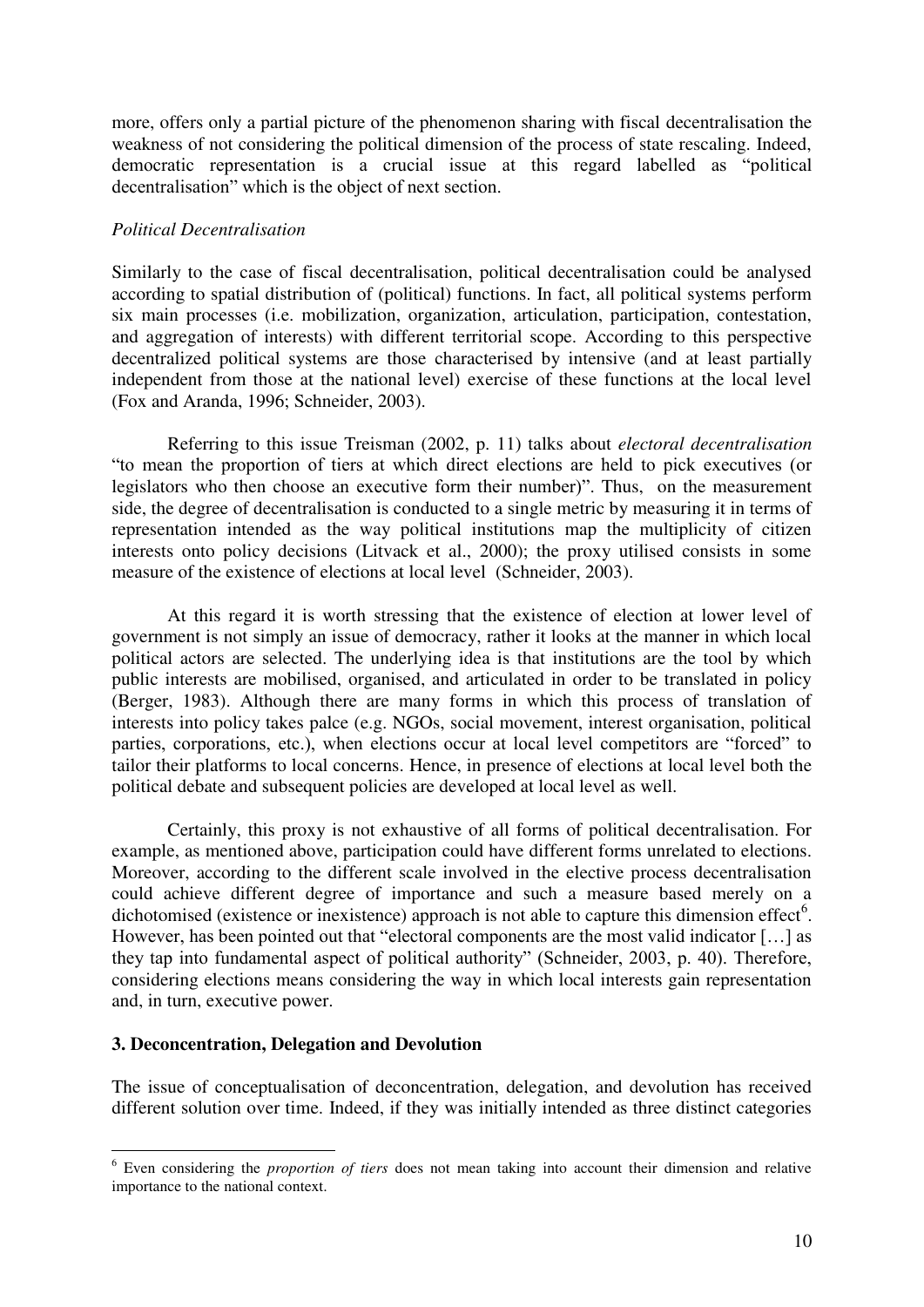more, offers only a partial picture of the phenomenon sharing with fiscal decentralisation the weakness of not considering the political dimension of the process of state rescaling. Indeed, democratic representation is a crucial issue at this regard labelled as "political decentralisation" which is the object of next section.

*Political Decentralisation*

Similarly to the case of fiscal decentralisation, political decentralisation could be analysed according to spatial distribution of (political) functions. In fact, all political systems perform six main processes (i.e. mobilization, organization, articulation, participation, contestation, and aggregation of interests) with different territorial scope. According to this perspective decentralized political systems are those characterised by intensive (and at least partially independent from those at the national level) exercise of these functions at the local level (Fox and Aranda, 1996; Schneider, 2003).

Referring to this issue Treisman (2002, p. 11) talks about *electoral decentralisation* "to mean the proportion of tiers at which direct elections are held to pick executives (or legislators who then choose an executive form their number)". Thus, on the measurement side, the degree of decentralisation is conducted to a single metric by measuring it in terms of representation intended as the way political institutions map the multiplicity of citizen interests onto policy decisions (Litvack et al., 2000); the proxy utilised consists in some measure of the existence of elections at local level (Schneider, 2003).

At this regard it is worth stressing that the existence of election at lower level of government is not simply an issue of democracy, rather it looks at the manner in which local political actors are selected. The underlying idea is that institutions are the tool by which public interests are mobilised, organised, and articulated in order to be translated in policy (Berger, 1983). Although there are many forms in which this process of translation of interests into policy takes palce (e.g. NGOs, social movement, interest organisation, political parties, corporations, etc.), when elections occur at local level competitors are "forced" to tailor their platforms to local concerns. Hence, in presence of elections at local level both the political debate and subsequent policies are developed at local level as well.

Certainly, this proxy is not exhaustive of all forms of political decentralisation. For example, as mentioned above, participation could have different forms unrelated to elections. Moreover, according to the different scale involved in the elective process decentralisation could achieve different degree of importance and such a measure based merely on a dichotomised (existence or inexistence) approach is not able to capture this dimension effect[6]. However, has been pointed out that "electoral components are the most valid indicator […] as they tap into fundamental aspect of political authority" (Schneider, 2003, p. 40). Therefore, considering elections means considering the way in which local interests gain representation and, in turn, executive power.

## 3. Deconcentration, Delegation and Devolution

The issue of conceptualisation of deconcentration, delegation, and devolution has received different solution over time. Indeed, if they was initially intended as three distinct categories

---

[6] Even considering the *proportion of tiers* does not mean taking into account their dimension and relative importance to the national context.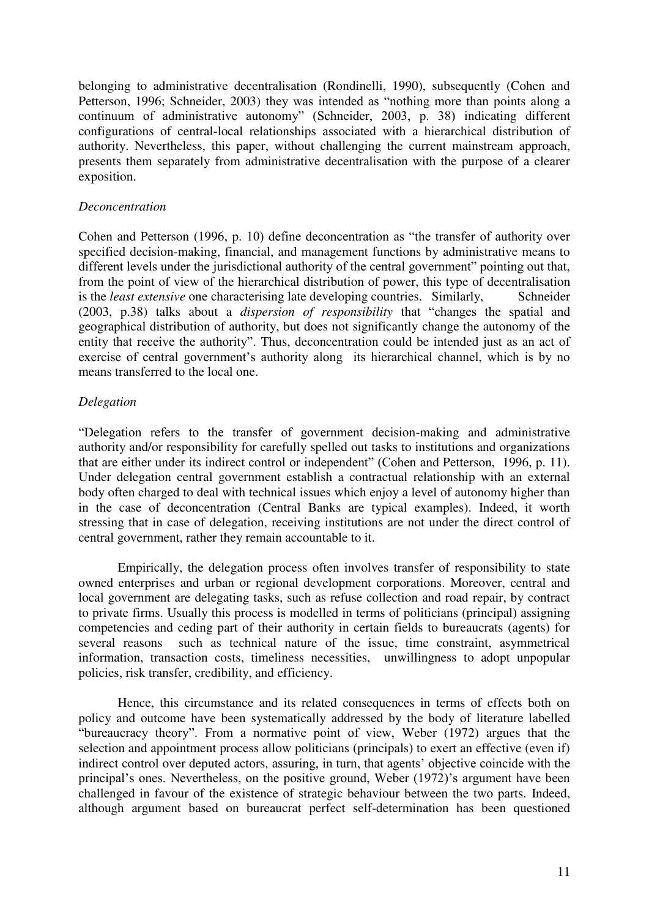belonging to administrative decentralisation (Rondinelli, 1990), subsequently (Cohen and Petterson, 1996; Schneider, 2003) they was intended as "nothing more than points along a continuum of administrative autonomy" (Schneider, 2003, p. 38) indicating different configurations of central-local relationships associated with a hierarchical distribution of authority. Nevertheless, this paper, without challenging the current mainstream approach, presents them separately from administrative decentralisation with the purpose of a clearer exposition.

*Deconcentration*

Cohen and Petterson (1996, p. 10) define deconcentration as "the transfer of authority over specified decision-making, financial, and management functions by administrative means to different levels under the jurisdictional authority of the central government" pointing out that, from the point of view of the hierarchical distribution of power, this type of decentralisation is the *least extensive* one characterising late developing countries. Similarly, Schneider (2003, p.38) talks about a *dispersion of responsibility* that "changes the spatial and geographical distribution of authority, but does not significantly change the autonomy of the entity that receive the authority". Thus, deconcentration could be intended just as an act of exercise of central government's authority along its hierarchical channel, which is by no means transferred to the local one.

*Delegation*

"Delegation refers to the transfer of government decision-making and administrative authority and/or responsibility for carefully spelled out tasks to institutions and organizations that are either under its indirect control or independent" (Cohen and Petterson, 1996, p. 11). Under delegation central government establish a contractual relationship with an external body often charged to deal with technical issues which enjoy a level of autonomy higher than in the case of deconcentration (Central Banks are typical examples). Indeed, it worth stressing that in case of delegation, receiving institutions are not under the direct control of central government, rather they remain accountable to it.

Empirically, the delegation process often involves transfer of responsibility to state owned enterprises and urban or regional development corporations. Moreover, central and local government are delegating tasks, such as refuse collection and road repair, by contract to private firms. Usually this process is modelled in terms of politicians (principal) assigning competencies and ceding part of their authority in certain fields to bureaucrats (agents) for several reasons such as technical nature of the issue, time constraint, asymmetrical information, transaction costs, timeliness necessities, unwillingness to adopt unpopular policies, risk transfer, credibility, and efficiency.

Hence, this circumstance and its related consequences in terms of effects both on policy and outcome have been systematically addressed by the body of literature labelled "bureaucracy theory". From a normative point of view, Weber (1972) argues that the selection and appointment process allow politicians (principals) to exert an effective (even if) indirect control over deputed actors, assuring, in turn, that agents' objective coincide with the principal's ones. Nevertheless, on the positive ground, Weber (1972)'s argument have been challenged in favour of the existence of strategic behaviour between the two parts. Indeed, although argument based on bureaucrat perfect self-determination has been questioned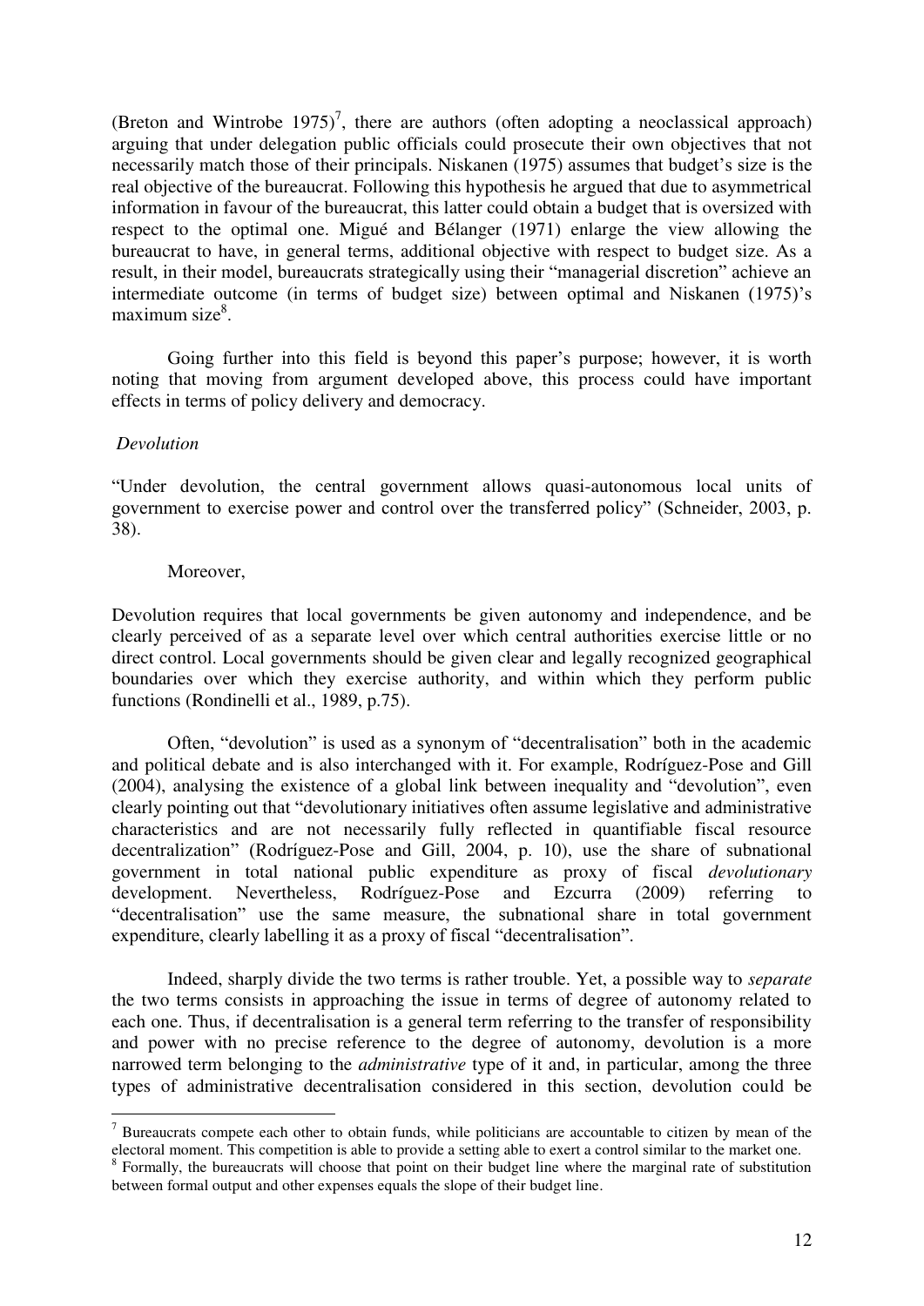(Breton and Wintrobe 1975)[7], there are authors (often adopting a neoclassical approach) arguing that under delegation public officials could prosecute their own objectives that not necessarily match those of their principals. Niskanen (1975) assumes that budget's size is the real objective of the bureaucrat. Following this hypothesis he argued that due to asymmetrical information in favour of the bureaucrat, this latter could obtain a budget that is oversized with respect to the optimal one. Migué and Bélanger (1971) enlarge the view allowing the bureaucrat to have, in general terms, additional objective with respect to budget size. As a result, in their model, bureaucrats strategically using their "managerial discretion" achieve an intermediate outcome (in terms of budget size) between optimal and Niskanen (1975)'s maximum size[8].

Going further into this field is beyond this paper's purpose; however, it is worth noting that moving from argument developed above, this process could have important effects in terms of policy delivery and democracy.

*Devolution*

"Under devolution, the central government allows quasi-autonomous local units of government to exercise power and control over the transferred policy" (Schneider, 2003, p. 38).

Moreover,

Devolution requires that local governments be given autonomy and independence, and be clearly perceived of as a separate level over which central authorities exercise little or no direct control. Local governments should be given clear and legally recognized geographical boundaries over which they exercise authority, and within which they perform public functions (Rondinelli et al., 1989, p.75).

Often, "devolution" is used as a synonym of "decentralisation" both in the academic and political debate and is also interchanged with it. For example, Rodríguez-Pose and Gill (2004), analysing the existence of a global link between inequality and "devolution", even clearly pointing out that "devolutionary initiatives often assume legislative and administrative characteristics and are not necessarily fully reflected in quantifiable fiscal resource decentralization" (Rodríguez-Pose and Gill, 2004, p. 10), use the share of subnational government in total national public expenditure as proxy of fiscal *devolutionary* development. Nevertheless, Rodríguez-Pose and Ezcurra (2009) referring to "decentralisation" use the same measure, the subnational share in total government expenditure, clearly labelling it as a proxy of fiscal "decentralisation".

Indeed, sharply divide the two terms is rather trouble. Yet, a possible way to *separate* the two terms consists in approaching the issue in terms of degree of autonomy related to each one. Thus, if decentralisation is a general term referring to the transfer of responsibility and power with no precise reference to the degree of autonomy, devolution is a more narrowed term belonging to the *administrative* type of it and, in particular, among the three types of administrative decentralisation considered in this section, devolution could be

[7] Bureaucrats compete each other to obtain funds, while politicians are accountable to citizen by mean of the electoral moment. This competition is able to provide a setting able to exert a control similar to the market one.

[8] Formally, the bureaucrats will choose that point on their budget line where the marginal rate of substitution between formal output and other expenses equals the slope of their budget line.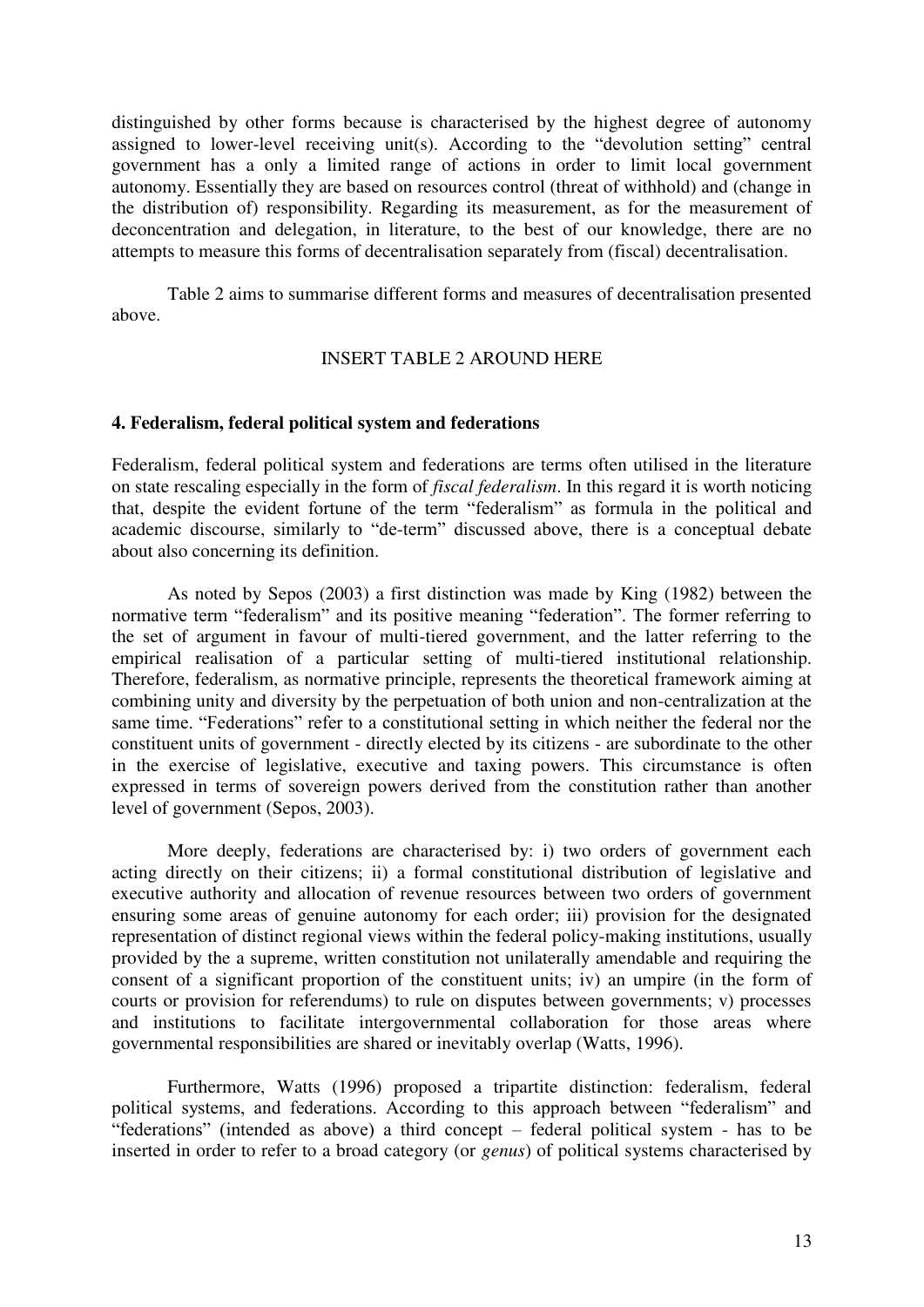distinguished by other forms because is characterised by the highest degree of autonomy assigned to lower-level receiving unit(s). According to the "devolution setting" central government has a only a limited range of actions in order to limit local government autonomy. Essentially they are based on resources control (threat of withhold) and (change in the distribution of) responsibility. Regarding its measurement, as for the measurement of deconcentration and delegation, in literature, to the best of our knowledge, there are no attempts to measure this forms of decentralisation separately from (fiscal) decentralisation.

Table 2 aims to summarise different forms and measures of decentralisation presented above.

INSERT TABLE 2 AROUND HERE

## 4. Federalism, federal political system and federations

Federalism, federal political system and federations are terms often utilised in the literature on state rescaling especially in the form of *fiscal federalism*. In this regard it is worth noticing that, despite the evident fortune of the term "federalism" as formula in the political and academic discourse, similarly to "de-term" discussed above, there is a conceptual debate about also concerning its definition.

As noted by Sepos (2003) a first distinction was made by King (1982) between the normative term "federalism" and its positive meaning "federation". The former referring to the set of argument in favour of multi-tiered government, and the latter referring to the empirical realisation of a particular setting of multi-tiered institutional relationship. Therefore, federalism, as normative principle, represents the theoretical framework aiming at combining unity and diversity by the perpetuation of both union and non-centralization at the same time. "Federations" refer to a constitutional setting in which neither the federal nor the constituent units of government - directly elected by its citizens - are subordinate to the other in the exercise of legislative, executive and taxing powers. This circumstance is often expressed in terms of sovereign powers derived from the constitution rather than another level of government (Sepos, 2003).

More deeply, federations are characterised by: i) two orders of government each acting directly on their citizens; ii) a formal constitutional distribution of legislative and executive authority and allocation of revenue resources between two orders of government ensuring some areas of genuine autonomy for each order; iii) provision for the designated representation of distinct regional views within the federal policy-making institutions, usually provided by the a supreme, written constitution not unilaterally amendable and requiring the consent of a significant proportion of the constituent units; iv) an umpire (in the form of courts or provision for referendums) to rule on disputes between governments; v) processes and institutions to facilitate intergovernmental collaboration for those areas where governmental responsibilities are shared or inevitably overlap (Watts, 1996).

Furthermore, Watts (1996) proposed a tripartite distinction: federalism, federal political systems, and federations. According to this approach between "federalism" and "federations" (intended as above) a third concept – federal political system - has to be inserted in order to refer to a broad category (or *genus*) of political systems characterised by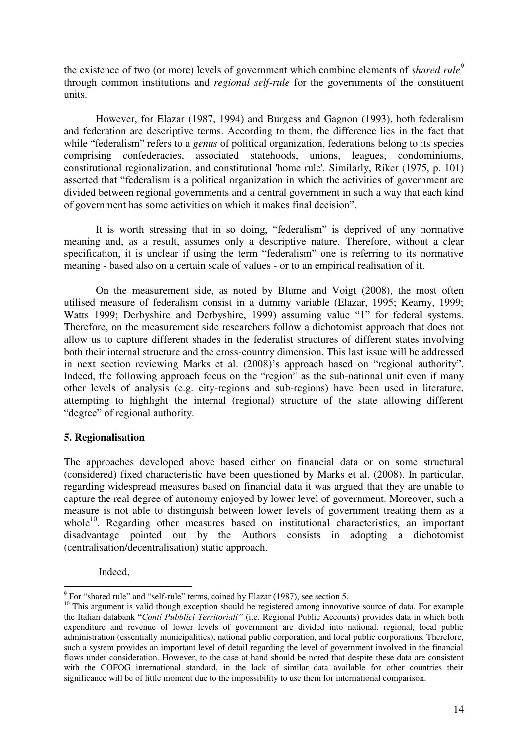the existence of two (or more) levels of government which combine elements of *shared rule*[9] through common institutions and *regional self-rule* for the governments of the constituent units.

However, for Elazar (1987, 1994) and Burgess and Gagnon (1993), both federalism and federation are descriptive terms. According to them, the difference lies in the fact that while "federalism" refers to a *genus* of political organization, federations belong to its species comprising confederacies, associated statehoods, unions, leagues, condominiums, constitutional regionalization, and constitutional 'home rule'. Similarly, Riker (1975, p. 101) asserted that "federalism is a political organization in which the activities of government are divided between regional governments and a central government in such a way that each kind of government has some activities on which it makes final decision".

It is worth stressing that in so doing, "federalism" is deprived of any normative meaning and, as a result, assumes only a descriptive nature. Therefore, without a clear specification, it is unclear if using the term "federalism" one is referring to its normative meaning - based also on a certain scale of values - or to an empirical realisation of it.

On the measurement side, as noted by Blume and Voigt (2008), the most often utilised measure of federalism consist in a dummy variable (Elazar, 1995; Kearny, 1999; Watts 1999; Derbyshire and Derbyshire, 1999) assuming value "1" for federal systems. Therefore, on the measurement side researchers follow a dichotomist approach that does not allow us to capture different shades in the federalist structures of different states involving both their internal structure and the cross-country dimension. This last issue will be addressed in next section reviewing Marks et al. (2008)'s approach based on "regional authority". Indeed, the following approach focus on the "region" as the sub-national unit even if many other levels of analysis (e.g. city-regions and sub-regions) have been used in literature, attempting to highlight the internal (regional) structure of the state allowing different "degree" of regional authority.

## 5. Regionalisation

The approaches developed above based either on financial data or on some structural (considered) fixed characteristic have been questioned by Marks et al. (2008). In particular, regarding widespread measures based on financial data it was argued that they are unable to capture the real degree of autonomy enjoyed by lower level of government. Moreover, such a measure is not able to distinguish between lower levels of government treating them as a whole[10]. Regarding other measures based on institutional characteristics, an important disadvantage pointed out by the Authors consists in adopting a dichotomist (centralisation/decentralisation) static approach.

Indeed,

---

[9] For "shared rule" and "self-rule" terms, coined by Elazar (1987), see section 5.

[10] This argument is valid though exception should be registered among innovative source of data. For example the Italian databank "*Conti Pubblici Territoriali"* (i.e. Regional Public Accounts) provides data in which both expenditure and revenue of lower levels of government are divided into national. regional, local public administration (essentially municipalities), national public corporation, and local public corporations. Therefore, such a system provides an important level of detail regarding the level of government involved in the financial flows under consideration. However, to the case at hand should be noted that despite these data are consistent with the COFOG international standard, in the lack of similar data available for other countries their significance will be of little moment due to the impossibility to use them for international comparison.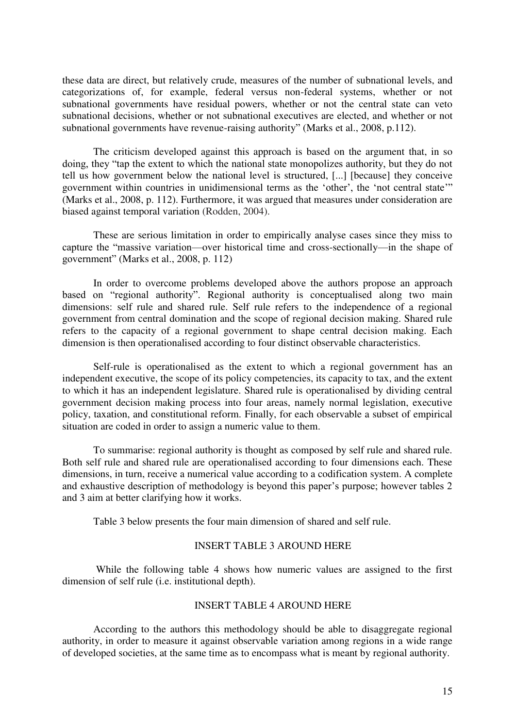these data are direct, but relatively crude, measures of the number of subnational levels, and categorizations of, for example, federal versus non-federal systems, whether or not subnational governments have residual powers, whether or not the central state can veto subnational decisions, whether or not subnational executives are elected, and whether or not subnational governments have revenue-raising authority" (Marks et al., 2008, p.112).

The criticism developed against this approach is based on the argument that, in so doing, they "tap the extent to which the national state monopolizes authority, but they do not tell us how government below the national level is structured, [...] [because] they conceive government within countries in unidimensional terms as the 'other', the 'not central state'" (Marks et al., 2008, p. 112). Furthermore, it was argued that measures under consideration are biased against temporal variation (Rodden, 2004).

These are serious limitation in order to empirically analyse cases since they miss to capture the "massive variation—over historical time and cross-sectionally—in the shape of government" (Marks et al., 2008, p. 112)

In order to overcome problems developed above the authors propose an approach based on "regional authority". Regional authority is conceptualised along two main dimensions: self rule and shared rule. Self rule refers to the independence of a regional government from central domination and the scope of regional decision making. Shared rule refers to the capacity of a regional government to shape central decision making. Each dimension is then operationalised according to four distinct observable characteristics.

Self-rule is operationalised as the extent to which a regional government has an independent executive, the scope of its policy competencies, its capacity to tax, and the extent to which it has an independent legislature. Shared rule is operationalised by dividing central government decision making process into four areas, namely normal legislation, executive policy, taxation, and constitutional reform. Finally, for each observable a subset of empirical situation are coded in order to assign a numeric value to them.

To summarise: regional authority is thought as composed by self rule and shared rule. Both self rule and shared rule are operationalised according to four dimensions each. These dimensions, in turn, receive a numerical value according to a codification system. A complete and exhaustive description of methodology is beyond this paper's purpose; however tables 2 and 3 aim at better clarifying how it works.

Table 3 below presents the four main dimension of shared and self rule.

INSERT TABLE 3 AROUND HERE

While the following table 4 shows how numeric values are assigned to the first dimension of self rule (i.e. institutional depth).

INSERT TABLE 4 AROUND HERE

According to the authors this methodology should be able to disaggregate regional authority, in order to measure it against observable variation among regions in a wide range of developed societies, at the same time as to encompass what is meant by regional authority.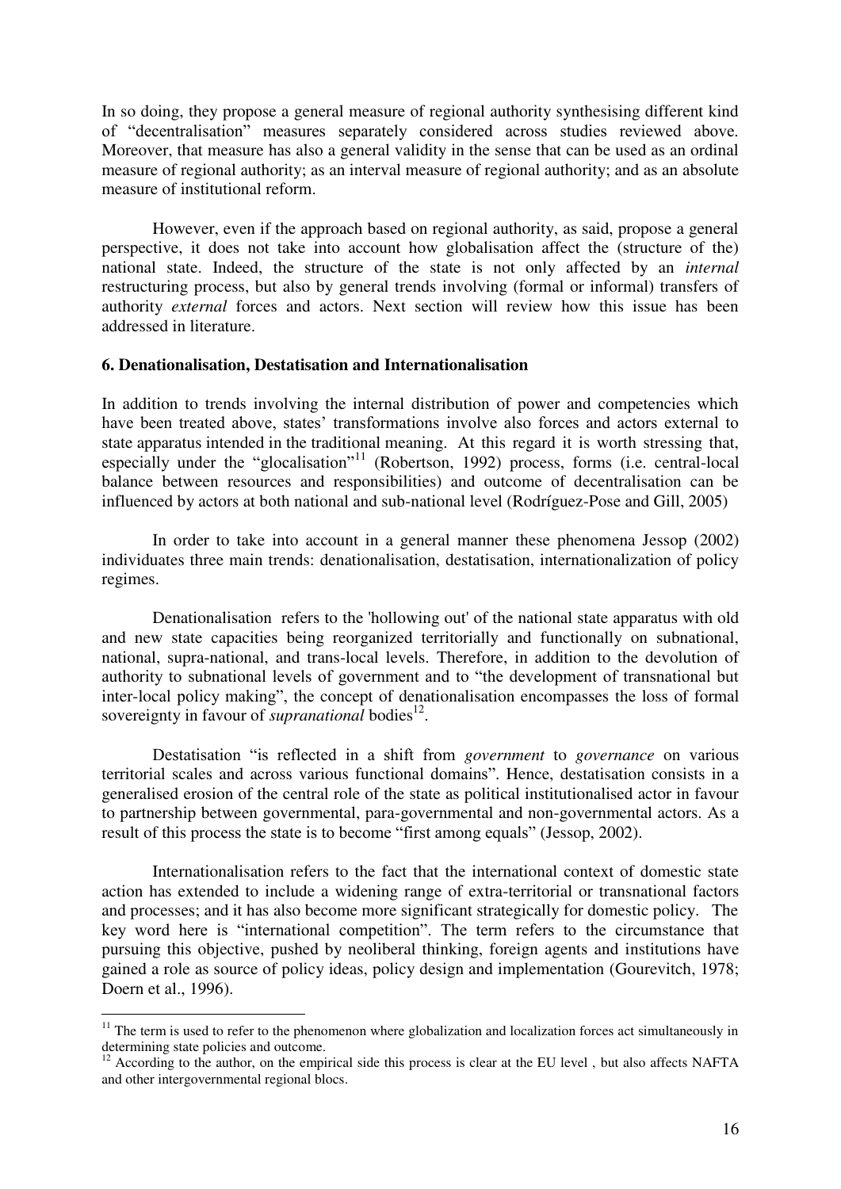In so doing, they propose a general measure of regional authority synthesising different kind of "decentralisation" measures separately considered across studies reviewed above. Moreover, that measure has also a general validity in the sense that can be used as an ordinal measure of regional authority; as an interval measure of regional authority; and as an absolute measure of institutional reform.

However, even if the approach based on regional authority, as said, propose a general perspective, it does not take into account how globalisation affect the (structure of the) national state. Indeed, the structure of the state is not only affected by an *internal* restructuring process, but also by general trends involving (formal or informal) transfers of authority *external* forces and actors. Next section will review how this issue has been addressed in literature.

**6. Denationalisation, Destatisation and Internationalisation**

In addition to trends involving the internal distribution of power and competencies which have been treated above, states' transformations involve also forces and actors external to state apparatus intended in the traditional meaning. At this regard it is worth stressing that, especially under the "glocalisation"[11] (Robertson, 1992) process, forms (i.e. central-local balance between resources and responsibilities) and outcome of decentralisation can be influenced by actors at both national and sub-national level (Rodríguez-Pose and Gill, 2005)

In order to take into account in a general manner these phenomena Jessop (2002) individuates three main trends: denationalisation, destatisation, internationalization of policy regimes.

Denationalisation refers to the 'hollowing out' of the national state apparatus with old and new state capacities being reorganized territorially and functionally on subnational, national, supra-national, and trans-local levels. Therefore, in addition to the devolution of authority to subnational levels of government and to "the development of transnational but inter-local policy making", the concept of denationalisation encompasses the loss of formal sovereignty in favour of *supranational* bodies[12].

Destatisation "is reflected in a shift from *government* to *governance* on various territorial scales and across various functional domains". Hence, destatisation consists in a generalised erosion of the central role of the state as political institutionalised actor in favour to partnership between governmental, para-governmental and non-governmental actors. As a result of this process the state is to become "first among equals" (Jessop, 2002).

Internationalisation refers to the fact that the international context of domestic state action has extended to include a widening range of extra-territorial or transnational factors and processes; and it has also become more significant strategically for domestic policy. The key word here is "international competition". The term refers to the circumstance that pursuing this objective, pushed by neoliberal thinking, foreign agents and institutions have gained a role as source of policy ideas, policy design and implementation (Gourevitch, 1978; Doern et al., 1996).

---

[11] The term is used to refer to the phenomenon where globalization and localization forces act simultaneously in determining state policies and outcome.

[12] According to the author, on the empirical side this process is clear at the EU level , but also affects NAFTA and other intergovernmental regional blocs.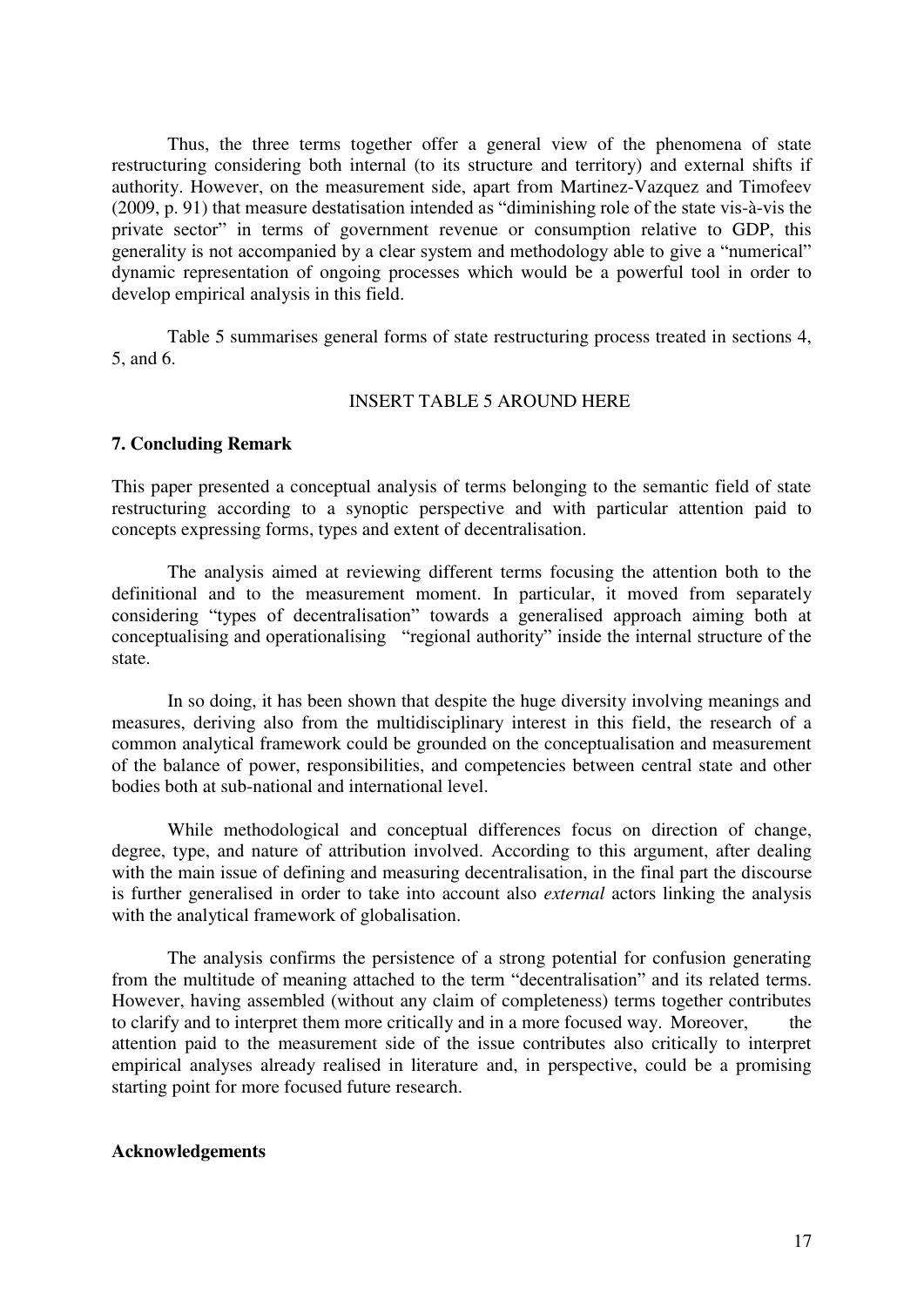Thus, the three terms together offer a general view of the phenomena of state restructuring considering both internal (to its structure and territory) and external shifts if authority. However, on the measurement side, apart from Martinez-Vazquez and Timofeev (2009, p. 91) that measure destatisation intended as "diminishing role of the state vis-à-vis the private sector" in terms of government revenue or consumption relative to GDP, this generality is not accompanied by a clear system and methodology able to give a "numerical" dynamic representation of ongoing processes which would be a powerful tool in order to develop empirical analysis in this field.

Table 5 summarises general forms of state restructuring process treated in sections 4, 5, and 6.

INSERT TABLE 5 AROUND HERE

## 7. Concluding Remark

This paper presented a conceptual analysis of terms belonging to the semantic field of state restructuring according to a synoptic perspective and with particular attention paid to concepts expressing forms, types and extent of decentralisation.

The analysis aimed at reviewing different terms focusing the attention both to the definitional and to the measurement moment. In particular, it moved from separately considering "types of decentralisation" towards a generalised approach aiming both at conceptualising and operationalising "regional authority" inside the internal structure of the state.

In so doing, it has been shown that despite the huge diversity involving meanings and measures, deriving also from the multidisciplinary interest in this field, the research of a common analytical framework could be grounded on the conceptualisation and measurement of the balance of power, responsibilities, and competencies between central state and other bodies both at sub-national and international level.

While methodological and conceptual differences focus on direction of change, degree, type, and nature of attribution involved. According to this argument, after dealing with the main issue of defining and measuring decentralisation, in the final part the discourse is further generalised in order to take into account also *external* actors linking the analysis with the analytical framework of globalisation.

The analysis confirms the persistence of a strong potential for confusion generating from the multitude of meaning attached to the term "decentralisation" and its related terms. However, having assembled (without any claim of completeness) terms together contributes to clarify and to interpret them more critically and in a more focused way. Moreover, the attention paid to the measurement side of the issue contributes also critically to interpret empirical analyses already realised in literature and, in perspective, could be a promising starting point for more focused future research.

**Acknowledgements**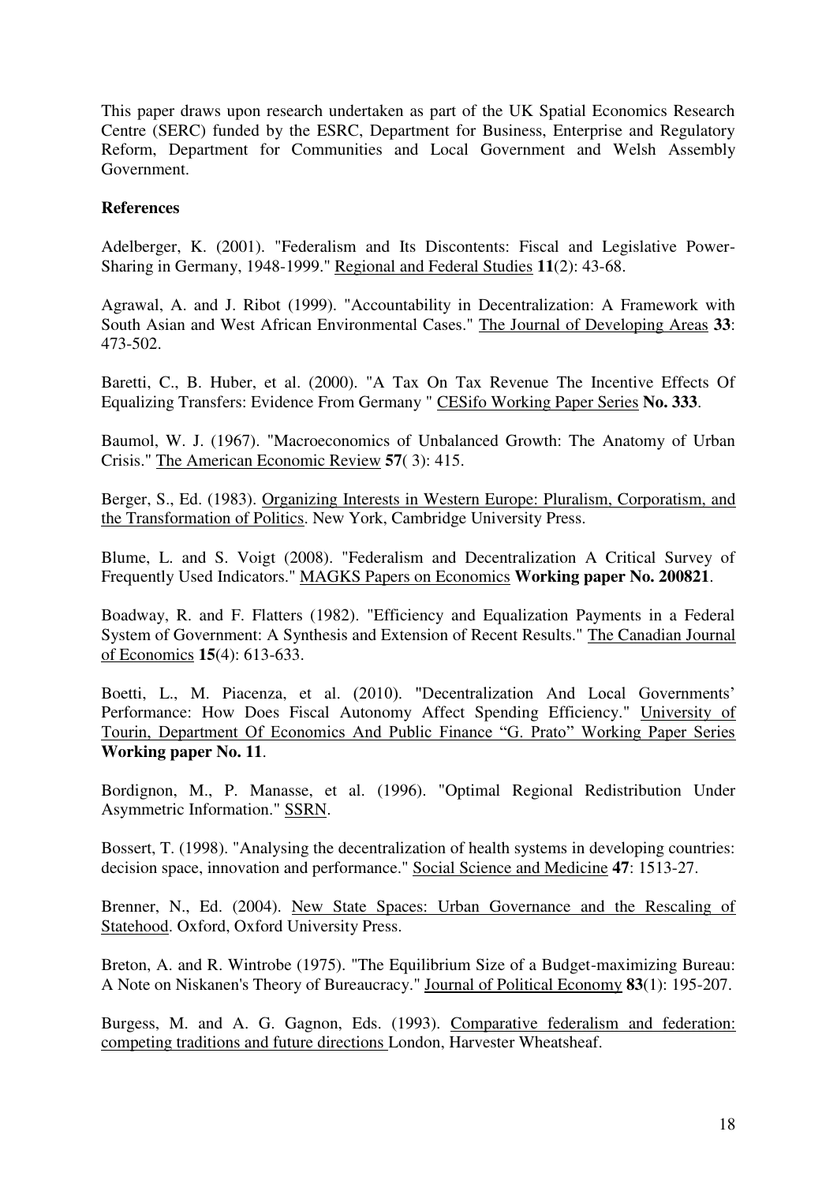This paper draws upon research undertaken as part of the UK Spatial Economics Research Centre (SERC) funded by the ESRC, Department for Business, Enterprise and Regulatory Reform, Department for Communities and Local Government and Welsh Assembly Government.

## References

Adelberger, K. (2001). "Federalism and Its Discontents: Fiscal and Legislative Power-Sharing in Germany, 1948-1999." Regional and Federal Studies **11**(2): 43-68.

Agrawal, A. and J. Ribot (1999). "Accountability in Decentralization: A Framework with South Asian and West African Environmental Cases." The Journal of Developing Areas **33**: 473-502.

Baretti, C., B. Huber, et al. (2000). "A Tax On Tax Revenue The Incentive Effects Of Equalizing Transfers: Evidence From Germany " CESifo Working Paper Series **No. 333**.

Baumol, W. J. (1967). "Macroeconomics of Unbalanced Growth: The Anatomy of Urban Crisis." The American Economic Review **57**( 3): 415.

Berger, S., Ed. (1983). Organizing Interests in Western Europe: Pluralism, Corporatism, and the Transformation of Politics. New York, Cambridge University Press.

Blume, L. and S. Voigt (2008). "Federalism and Decentralization A Critical Survey of Frequently Used Indicators." MAGKS Papers on Economics **Working paper No. 200821**.

Boadway, R. and F. Flatters (1982). "Efficiency and Equalization Payments in a Federal System of Government: A Synthesis and Extension of Recent Results." The Canadian Journal of Economics **15**(4): 613-633.

Boetti, L., M. Piacenza, et al. (2010). "Decentralization And Local Governments' Performance: How Does Fiscal Autonomy Affect Spending Efficiency." University of Tourin, Department Of Economics And Public Finance "G. Prato" Working Paper Series **Working paper No. 11**.

Bordignon, M., P. Manasse, et al. (1996). "Optimal Regional Redistribution Under Asymmetric Information." SSRN.

Bossert, T. (1998). "Analysing the decentralization of health systems in developing countries: decision space, innovation and performance." Social Science and Medicine **47**: 1513-27.

Brenner, N., Ed. (2004). New State Spaces: Urban Governance and the Rescaling of Statehood. Oxford, Oxford University Press.

Breton, A. and R. Wintrobe (1975). "The Equilibrium Size of a Budget-maximizing Bureau: A Note on Niskanen's Theory of Bureaucracy." Journal of Political Economy **83**(1): 195-207.

Burgess, M. and A. G. Gagnon, Eds. (1993). Comparative federalism and federation: competing traditions and future directions London, Harvester Wheatsheaf.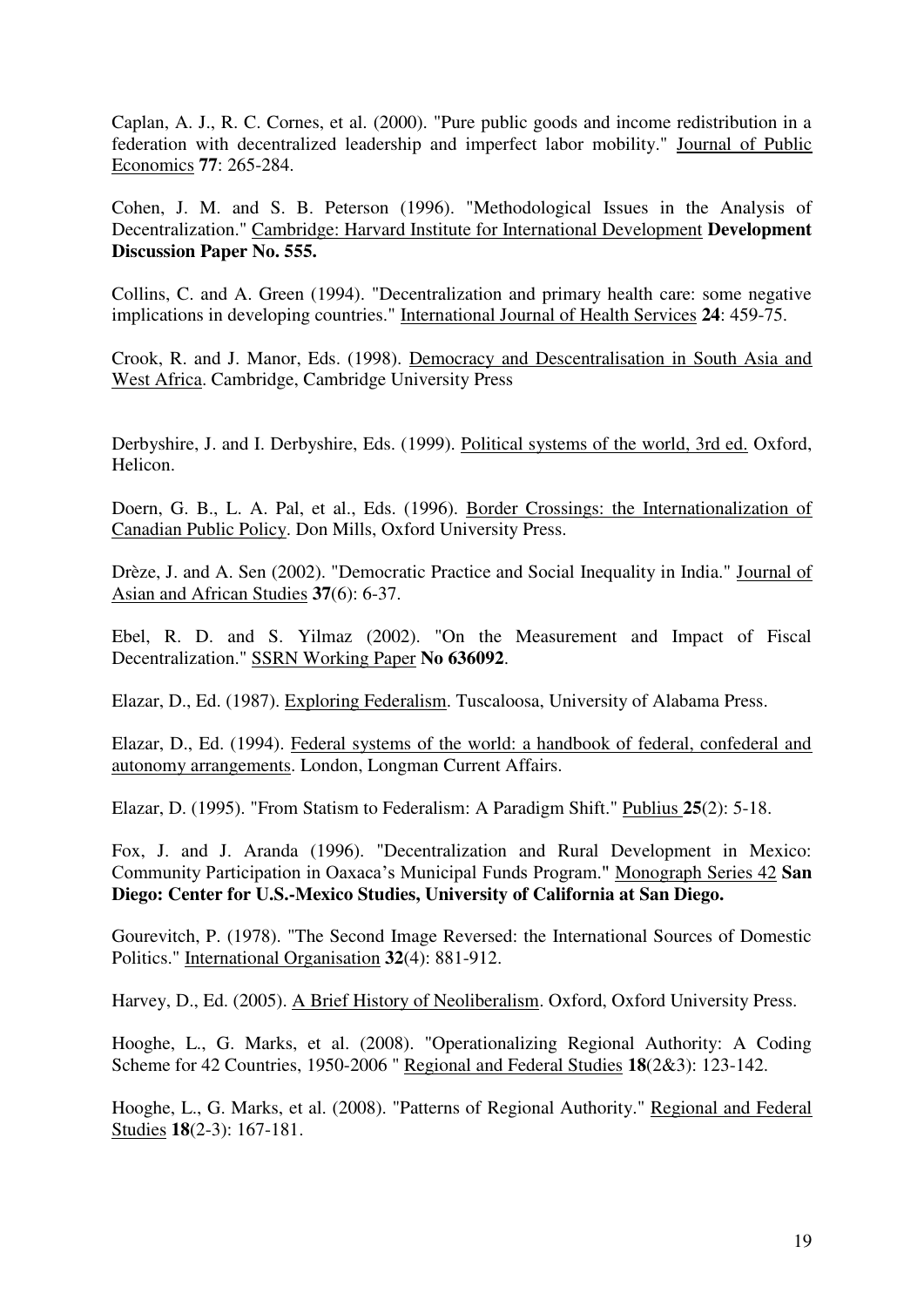Caplan, A. J., R. C. Cornes, et al. (2000). "Pure public goods and income redistribution in a federation with decentralized leadership and imperfect labor mobility." Journal of Public Economics **77**: 265-284.

Cohen, J. M. and S. B. Peterson (1996). "Methodological Issues in the Analysis of Decentralization." Cambridge: Harvard Institute for International Development **Development Discussion Paper No. 555.**

Collins, C. and A. Green (1994). "Decentralization and primary health care: some negative implications in developing countries." International Journal of Health Services **24**: 459-75.

Crook, R. and J. Manor, Eds. (1998). Democracy and Descentralisation in South Asia and West Africa. Cambridge, Cambridge University Press

Derbyshire, J. and I. Derbyshire, Eds. (1999). Political systems of the world, 3rd ed. Oxford, Helicon.

Doern, G. B., L. A. Pal, et al., Eds. (1996). Border Crossings: the Internationalization of Canadian Public Policy. Don Mills, Oxford University Press.

Drèze, J. and A. Sen (2002). "Democratic Practice and Social Inequality in India." Journal of Asian and African Studies **37**(6): 6-37.

Ebel, R. D. and S. Yilmaz (2002). "On the Measurement and Impact of Fiscal Decentralization." SSRN Working Paper **No 636092**.

Elazar, D., Ed. (1987). Exploring Federalism. Tuscaloosa, University of Alabama Press.

Elazar, D., Ed. (1994). Federal systems of the world: a handbook of federal, confederal and autonomy arrangements. London, Longman Current Affairs.

Elazar, D. (1995). "From Statism to Federalism: A Paradigm Shift." Publius **25**(2): 5-18.

Fox, J. and J. Aranda (1996). "Decentralization and Rural Development in Mexico: Community Participation in Oaxaca's Municipal Funds Program." Monograph Series 42 **San Diego: Center for U.S.-Mexico Studies, University of California at San Diego.**

Gourevitch, P. (1978). "The Second Image Reversed: the International Sources of Domestic Politics." International Organisation **32**(4): 881-912.

Harvey, D., Ed. (2005). A Brief History of Neoliberalism. Oxford, Oxford University Press.

Hooghe, L., G. Marks, et al. (2008). "Operationalizing Regional Authority: A Coding Scheme for 42 Countries, 1950-2006 " Regional and Federal Studies **18**(2&3): 123-142.

Hooghe, L., G. Marks, et al. (2008). "Patterns of Regional Authority." Regional and Federal Studies **18**(2-3): 167-181.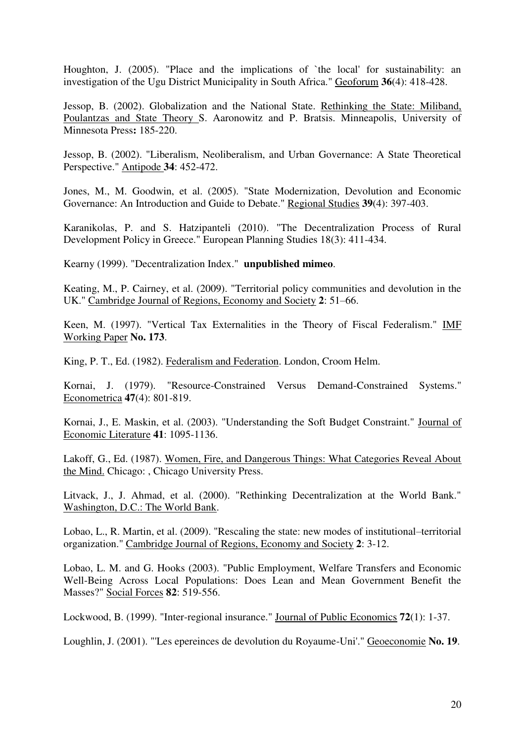Houghton, J. (2005). "Place and the implications of `the local' for sustainability: an investigation of the Ugu District Municipality in South Africa." Geoforum **36**(4): 418-428.

Jessop, B. (2002). Globalization and the National State. Rethinking the State: Miliband, Poulantzas and State Theory S. Aaronowitz and P. Bratsis. Minneapolis, University of Minnesota Press**:** 185-220.

Jessop, B. (2002). "Liberalism, Neoliberalism, and Urban Governance: A State Theoretical Perspective." Antipode **34**: 452-472.

Jones, M., M. Goodwin, et al. (2005). "State Modernization, Devolution and Economic Governance: An Introduction and Guide to Debate." Regional Studies **39**(4): 397-403.

Karanikolas, P. and S. Hatzipanteli (2010). "The Decentralization Process of Rural Development Policy in Greece." European Planning Studies 18(3): 411-434.

Kearny (1999). "Decentralization Index." **unpublished mimeo**.

Keating, M., P. Cairney, et al. (2009). "Territorial policy communities and devolution in the UK." Cambridge Journal of Regions, Economy and Society **2**: 51–66.

Keen, M. (1997). "Vertical Tax Externalities in the Theory of Fiscal Federalism." IMF Working Paper **No. 173**.

King, P. T., Ed. (1982). Federalism and Federation. London, Croom Helm.

Kornai, J. (1979). "Resource-Constrained Versus Demand-Constrained Systems." Econometrica **47**(4): 801-819.

Kornai, J., E. Maskin, et al. (2003). "Understanding the Soft Budget Constraint." Journal of Economic Literature **41**: 1095-1136.

Lakoff, G., Ed. (1987). Women, Fire, and Dangerous Things: What Categories Reveal About the Mind. Chicago: , Chicago University Press.

Litvack, J., J. Ahmad, et al. (2000). "Rethinking Decentralization at the World Bank." Washington, D.C.: The World Bank.

Lobao, L., R. Martin, et al. (2009). "Rescaling the state: new modes of institutional–territorial organization." Cambridge Journal of Regions, Economy and Society **2**: 3-12.

Lobao, L. M. and G. Hooks (2003). "Public Employment, Welfare Transfers and Economic Well-Being Across Local Populations: Does Lean and Mean Government Benefit the Masses?" Social Forces **82**: 519-556.

Lockwood, B. (1999). "Inter-regional insurance." Journal of Public Economics **72**(1): 1-37.

Loughlin, J. (2001). "'Les epereinces de devolution du Royaume-Uni'." Geoeconomie **No. 19**.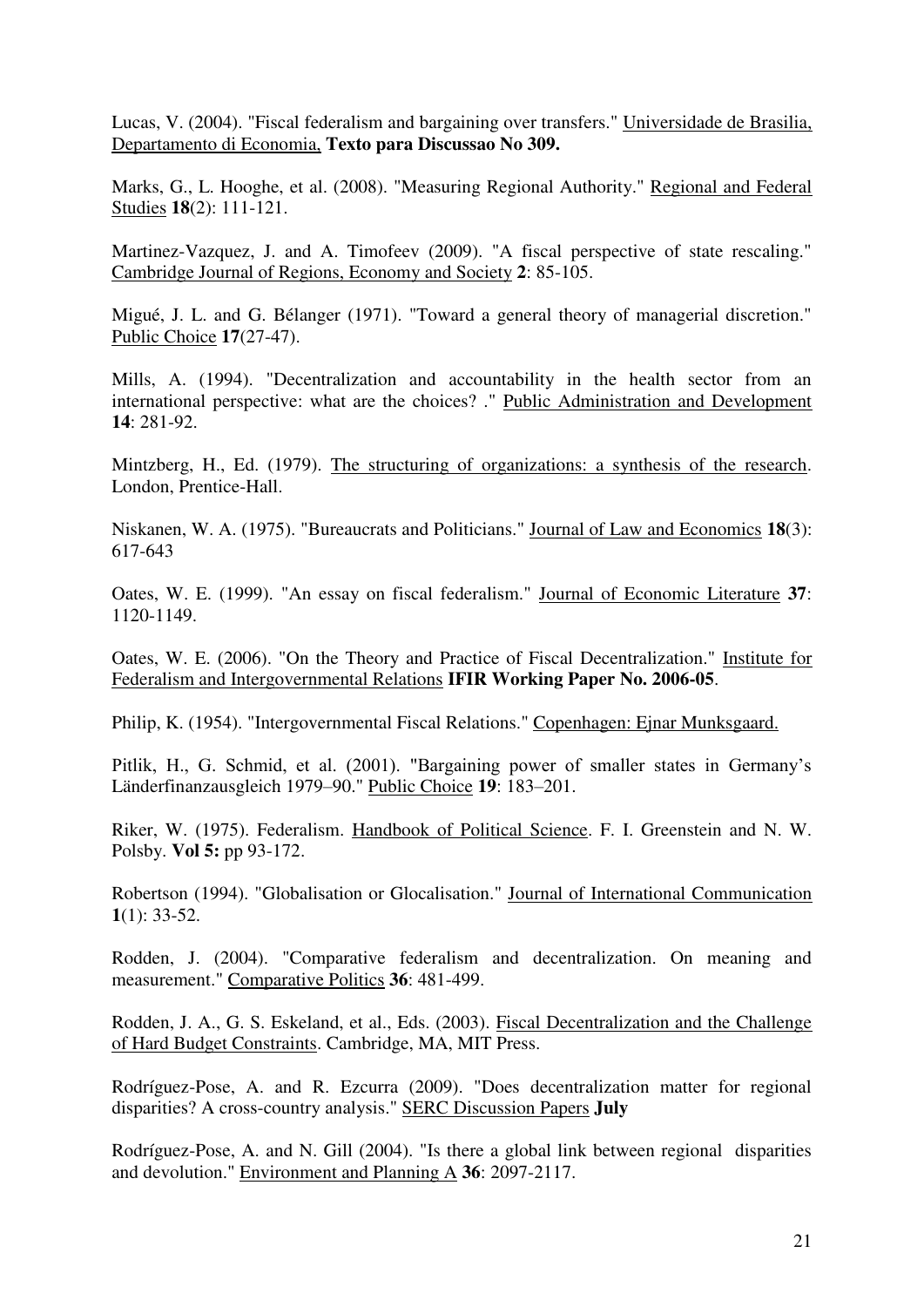Lucas, V. (2004). "Fiscal federalism and bargaining over transfers." Universidade de Brasilia, Departamento di Economia, **Texto para Discussao No 309.**

Marks, G., L. Hooghe, et al. (2008). "Measuring Regional Authority." Regional and Federal Studies **18**(2): 111-121.

Martinez-Vazquez, J. and A. Timofeev (2009). "A fiscal perspective of state rescaling." Cambridge Journal of Regions, Economy and Society **2**: 85-105.

Migué, J. L. and G. Bélanger (1971). "Toward a general theory of managerial discretion." Public Choice **17**(27-47).

Mills, A. (1994). "Decentralization and accountability in the health sector from an international perspective: what are the choices? ." Public Administration and Development **14**: 281-92.

Mintzberg, H., Ed. (1979). The structuring of organizations: a synthesis of the research. London, Prentice-Hall.

Niskanen, W. A. (1975). "Bureaucrats and Politicians." Journal of Law and Economics **18**(3): 617-643

Oates, W. E. (1999). "An essay on fiscal federalism." Journal of Economic Literature **37**: 1120-1149.

Oates, W. E. (2006). "On the Theory and Practice of Fiscal Decentralization." Institute for Federalism and Intergovernmental Relations **IFIR Working Paper No. 2006-05**.

Philip, K. (1954). "Intergovernmental Fiscal Relations." Copenhagen: Ejnar Munksgaard.

Pitlik, H., G. Schmid, et al. (2001). "Bargaining power of smaller states in Germany's Länderfinanzausgleich 1979–90." Public Choice **19**: 183–201.

Riker, W. (1975). Federalism. Handbook of Political Science. F. I. Greenstein and N. W. Polsby. **Vol 5:** pp 93-172.

Robertson (1994). "Globalisation or Glocalisation." Journal of International Communication **1**(1): 33-52.

Rodden, J. (2004). "Comparative federalism and decentralization. On meaning and measurement." Comparative Politics **36**: 481-499.

Rodden, J. A., G. S. Eskeland, et al., Eds. (2003). Fiscal Decentralization and the Challenge of Hard Budget Constraints. Cambridge, MA, MIT Press.

Rodríguez-Pose, A. and R. Ezcurra (2009). "Does decentralization matter for regional disparities? A cross-country analysis." SERC Discussion Papers **July**

Rodríguez-Pose, A. and N. Gill (2004). "Is there a global link between regional disparities and devolution." Environment and Planning A **36**: 2097-2117.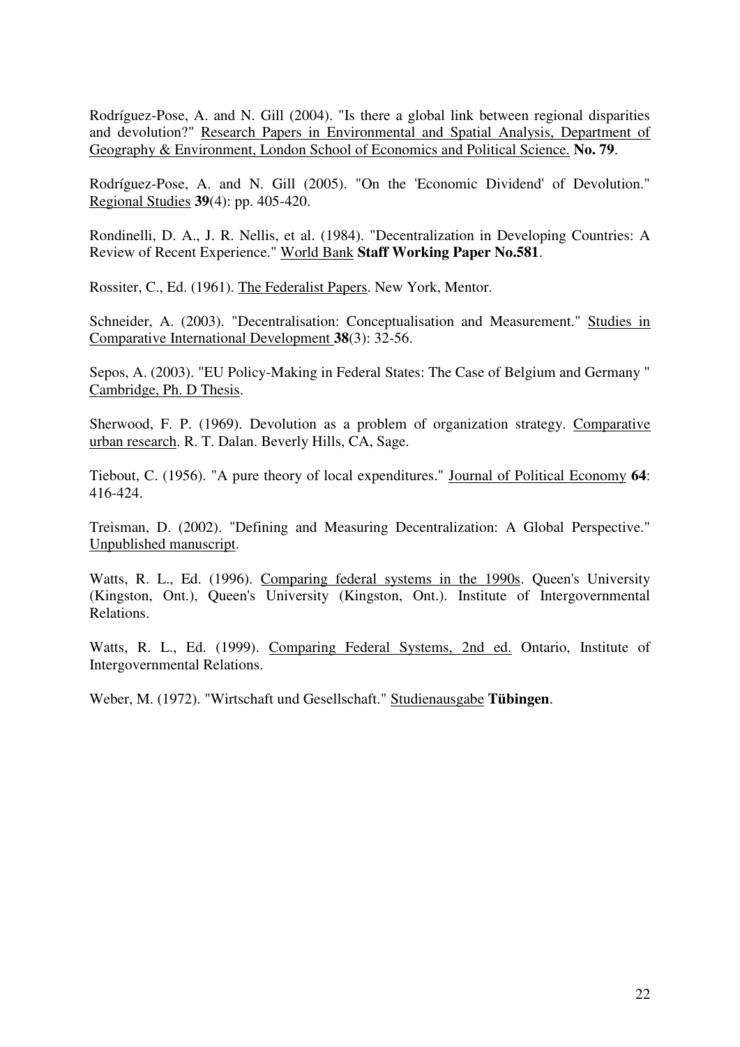Rodríguez-Pose, A. and N. Gill (2004). "Is there a global link between regional disparities and devolution?" Research Papers in Environmental and Spatial Analysis, Department of Geography & Environment, London School of Economics and Political Science. **No. 79**.

Rodríguez-Pose, A. and N. Gill (2005). "On the 'Economic Dividend' of Devolution." Regional Studies **39**(4): pp. 405-420.

Rondinelli, D. A., J. R. Nellis, et al. (1984). "Decentralization in Developing Countries: A Review of Recent Experience." World Bank **Staff Working Paper No.581**.

Rossiter, C., Ed. (1961). The Federalist Papers. New York, Mentor.

Schneider, A. (2003). "Decentralisation: Conceptualisation and Measurement." Studies in Comparative International Development **38**(3): 32-56.

Sepos, A. (2003). "EU Policy-Making in Federal States: The Case of Belgium and Germany " Cambridge, Ph. D Thesis.

Sherwood, F. P. (1969). Devolution as a problem of organization strategy. Comparative urban research. R. T. Dalan. Beverly Hills, CA, Sage.

Tiebout, C. (1956). "A pure theory of local expenditures." Journal of Political Economy **64**: 416-424.

Treisman, D. (2002). "Defining and Measuring Decentralization: A Global Perspective." Unpublished manuscript.

Watts, R. L., Ed. (1996). Comparing federal systems in the 1990s. Queen's University (Kingston, Ont.), Queen's University (Kingston, Ont.). Institute of Intergovernmental Relations.

Watts, R. L., Ed. (1999). Comparing Federal Systems, 2nd ed. Ontario, Institute of Intergovernmental Relations.

Weber, M. (1972). "Wirtschaft und Gesellschaft." Studienausgabe **Tübingen**.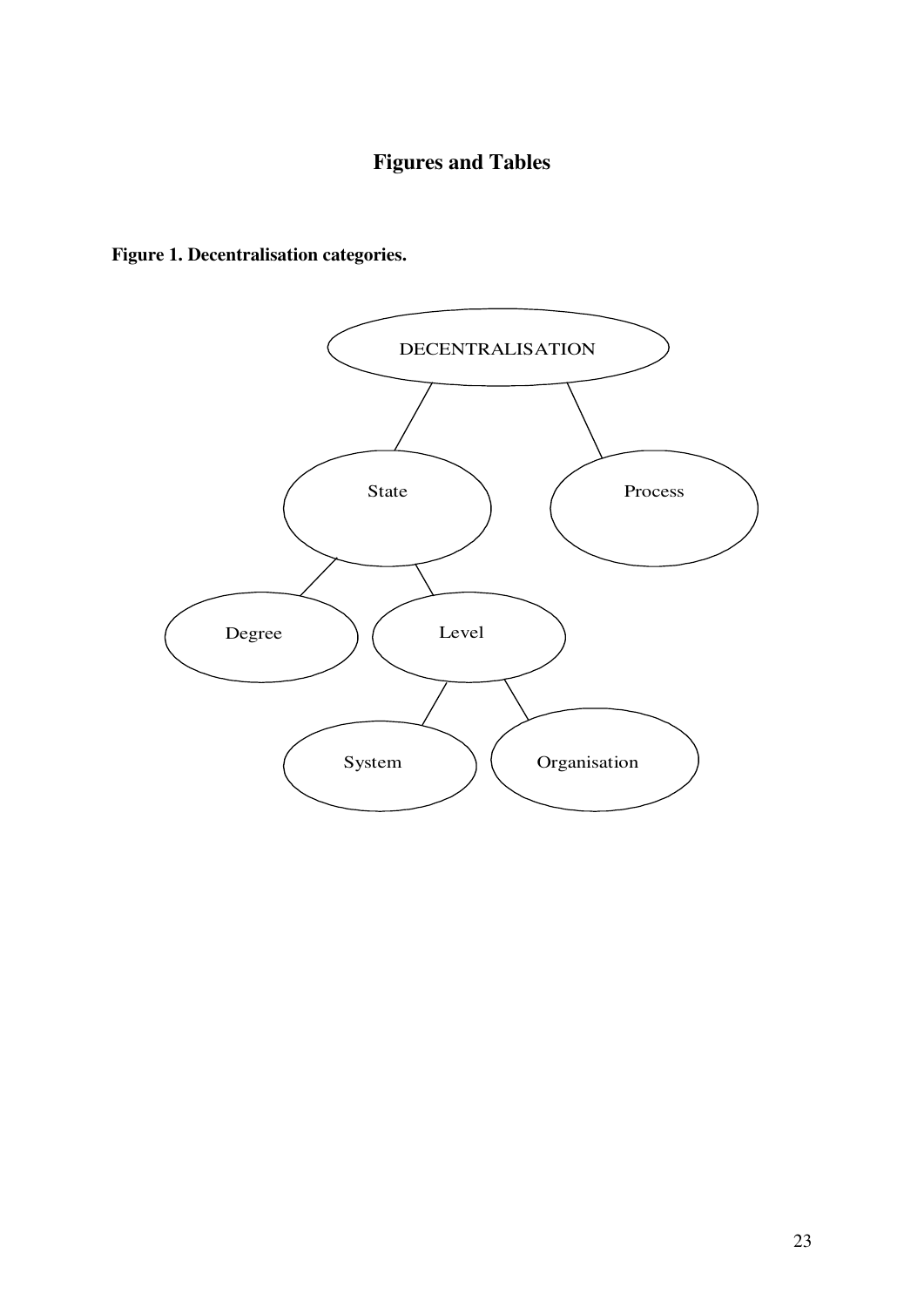# Figures and Tables

**Figure 1. Decentralisation categories.**

DECENTRALISATION

State

Process

Degree

Level

System

Organisation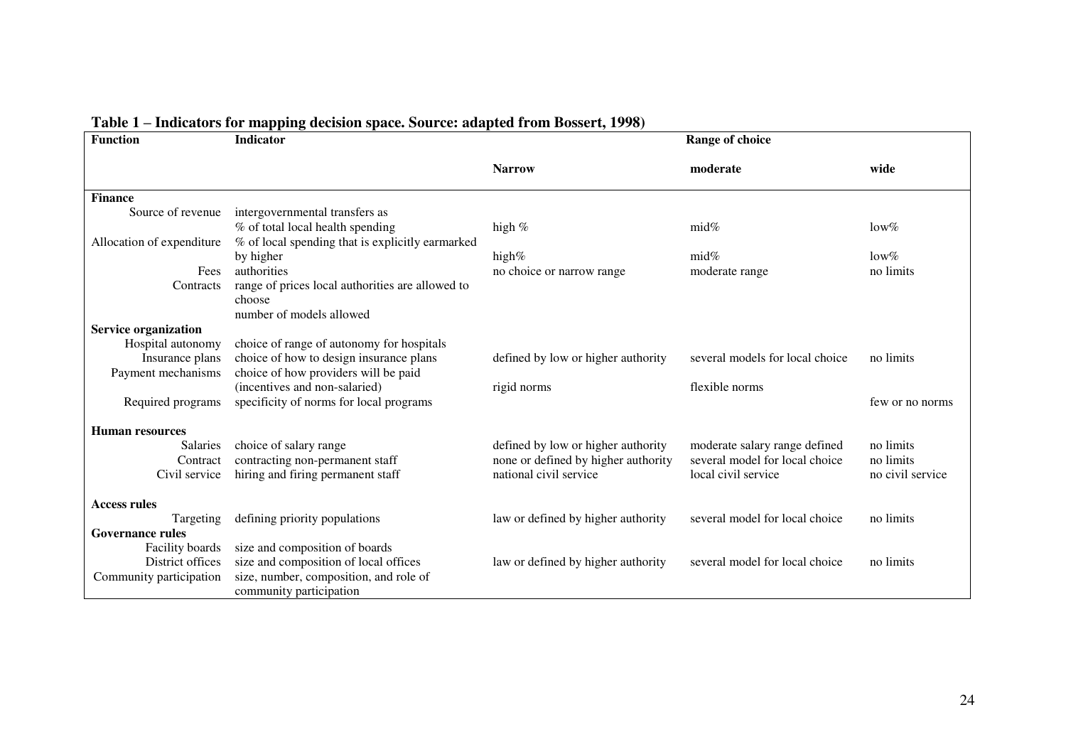**Table 1 – Indicators for mapping decision space. Source: adapted from Bossert, 1998)**

| Function | Indicator | Range of choice | | |
|---|---|---|---|---|
| | | **Narrow** | **moderate** | **wide** |
| **Finance** | | | | |
| Source of revenue | intergovernmental transfers as % of total local health spending | high % | mid% | low% |
| Allocation of expenditure | % of local spending that is explicitly earmarked by higher | high% | mid% | low% |
| Fees | authorities | no choice or narrow range | moderate range | no limits |
| Contracts | range of prices local authorities are allowed to choose number of models allowed | | | |
| **Service organization** | | | | |
| Hospital autonomy | choice of range of autonomy for hospitals | | | |
| Insurance plans | choice of how to design insurance plans | defined by low or higher authority | several models for local choice | no limits |
| Payment mechanisms | choice of how providers will be paid (incentives and non-salaried) | rigid norms | flexible norms | |
| Required programs | specificity of norms for local programs | | | few or no norms |
| **Human resources** | | | | |
| Salaries | choice of salary range | defined by low or higher authority | moderate salary range defined | no limits |
| Contract | contracting non-permanent staff | none or defined by higher authority | several model for local choice | no limits |
| Civil service | hiring and firing permanent staff | national civil service | local civil service | no civil service |
| **Access rules** | | | | |
| Targeting | defining priority populations | law or defined by higher authority | several model for local choice | no limits |
| **Governance rules** | | | | |
| Facility boards | size and composition of boards | | | |
| District offices | size and composition of local offices | law or defined by higher authority | several model for local choice | no limits |
| Community participation | size, number, composition, and role of community participation | | | |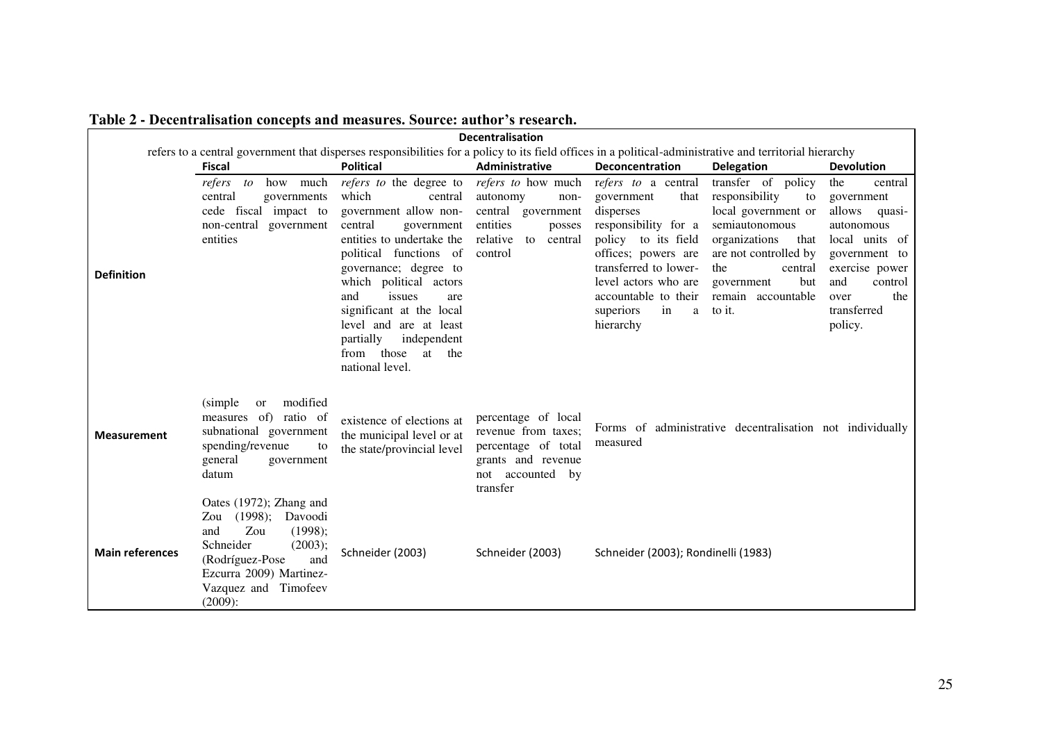**Table 2 - Decentralisation concepts and measures. Source: author's research.**

| | Decentralisation | | | | | |
|---|---|---|---|---|---|---|
| | refers to a central government that disperses responsibilities for a policy to its field offices in a political-administrative and territorial hierarchy | | | | | |
| | **Fiscal** | **Political** | **Administrative** | **Deconcentration** | **Delegation** | **Devolution** |
| **Definition** | *refers to* how much central governments cede fiscal impact to non-central government entities | *refers to* the degree to which central government allow non-central government entities to undertake the political functions of governance; degree to which political actors and issues are significant at the local level and are at least partially independent from those at the national level. | *refers to* how much autonomy non-central government entities posses relative to central control | *refers to* a central government that disperses responsibility for a policy to its field offices; powers are transferred to lower-level actors who are accountable to their superiors in a hierarchy | transfer of policy responsibility to local government or semiautonomous organizations that are not controlled by the central government but remain accountable to it. | the central government allows quasi-autonomous local units of government to exercise power and control over the transferred policy. |
| **Measurement** | (simple or modified measures of) ratio of subnational government spending/revenue to general government datum | existence of elections at the municipal level or at the state/provincial level | percentage of local revenue from taxes; percentage of total grants and revenue not accounted by transfer | Forms of administrative decentralisation not individually measured | | |
| **Main references** | Oates (1972); Zhang and Zou (1998); Davoodi and Zou (1998); Schneider (2003); (Rodríguez-Pose and Ezcurra 2009) Martinez-Vazquez and Timofeev (2009): | Schneider (2003) | Schneider (2003) | Schneider (2003); Rondinelli (1983) | | |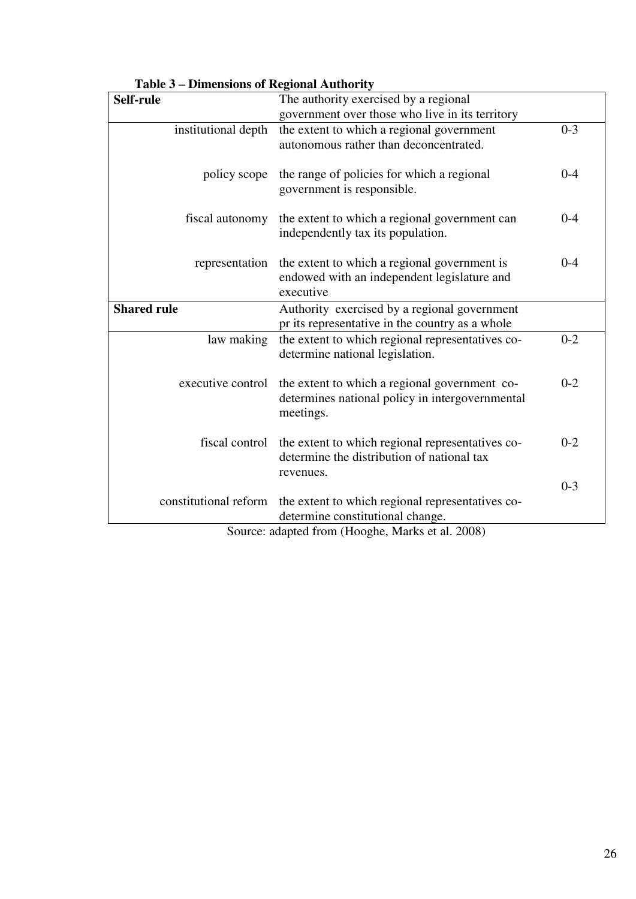**Table 3 – Dimensions of Regional Authority**

| **Self-rule** | The authority exercised by a regional government over those who live in its territory | |
|---|---|---|
| institutional depth | the extent to which a regional government autonomous rather than deconcentrated. | 0-3 |
| policy scope | the range of policies for which a regional government is responsible. | 0-4 |
| fiscal autonomy | the extent to which a regional government can independently tax its population. | 0-4 |
| representation | the extent to which a regional government is endowed with an independent legislature and executive | 0-4 |
| **Shared rule** | Authority exercised by a regional government pr its representative in the country as a whole | |
| law making | the extent to which regional representatives co-determine national legislation. | 0-2 |
| executive control | the extent to which a regional government co-determines national policy in intergovernmental meetings. | 0-2 |
| fiscal control | the extent to which regional representatives co-determine the distribution of national tax revenues. | 0-2 |
| constitutional reform | the extent to which regional representatives co-determine constitutional change. | 0-3 |

Source: adapted from (Hooghe, Marks et al. 2008)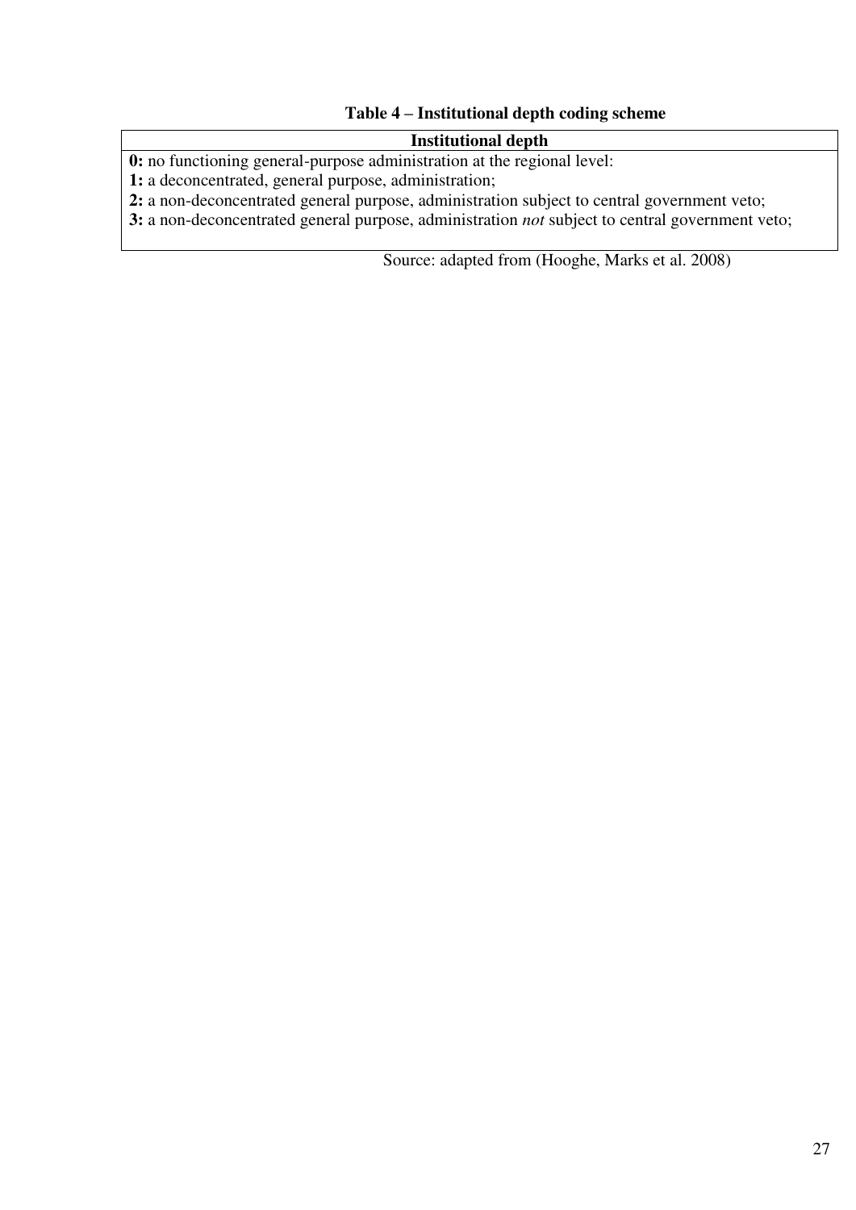**Table 4 – Institutional depth coding scheme**

| Institutional depth |
| --- |
| **0:** no functioning general-purpose administration at the regional level:<br>**1:** a deconcentrated, general purpose, administration;<br>**2:** a non-deconcentrated general purpose, administration subject to central government veto;<br>**3:** a non-deconcentrated general purpose, administration *not* subject to central government veto; |

Source: adapted from (Hooghe, Marks et al. 2008)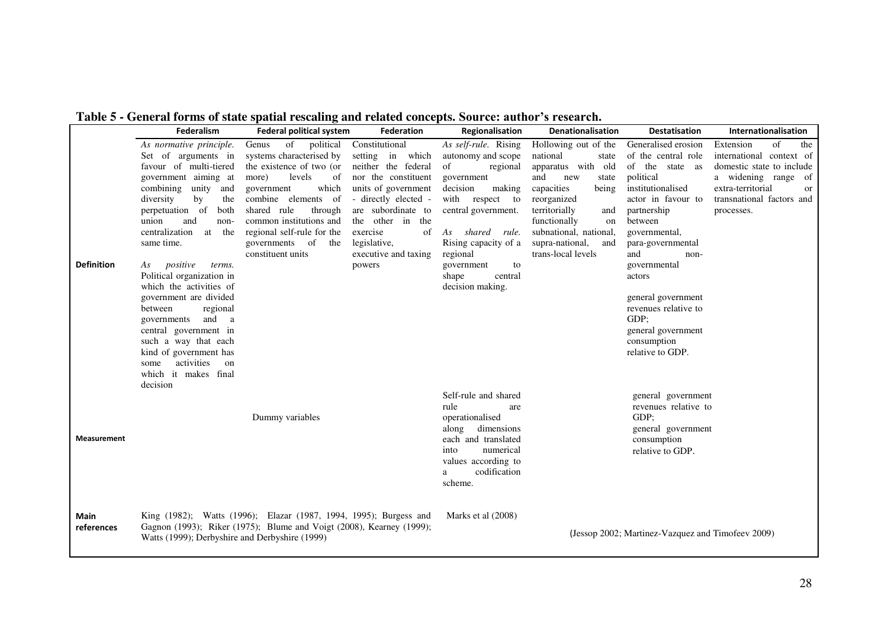**Table 5 - General forms of state spatial rescaling and related concepts. Source: author's research.**

| | Federalism | Federal political system | Federation | Regionalisation | Denationalisation | Destatisation | Internationalisation |
|---|---|---|---|---|---|---|---|
| **Definition** | *As normative principle.* Set of arguments in favour of multi-tiered government aiming at combining unity and diversity by the perpetuation of both union and non-centralization at the same time. *As positive terms.* Political organization in which the activities of government are divided between regional governments and a central government in such a way that each kind of government has some activities on which it makes final decision | Genus of political systems characterised by the existence of two (or more) levels of government which combine elements of shared rule through common institutions and regional self-rule for the governments of the constituent units | Constitutional setting in which neither the federal nor the constituent units of government - directly elected - are subordinate to the other in the exercise of legislative, executive and taxing powers | *As self-rule.* Rising autonomy and scope of regional government decision making with respect to central government. *As shared rule.* Rising capacity of a regional government to shape central decision making. | Hollowing out of the national state apparatus with old and new state capacities being reorganized territorially and functionally on subnational, national, supra-national, and trans-local levels | Generalised erosion of the central role of the state as political institutionalised actor in favour to partnership between governmental, para-governmental and non-governmental actors general government revenues relative to GDP; general government consumption relative to GDP. | Extension of the international context of domestic state to include a widening range of extra-territorial or transnational factors and processes. |
| **Measurement** | | Dummy variables | | Self-rule and shared rule are operationalised along dimensions each and translated into numerical values according to a codification scheme. | | general government revenues relative to GDP; general government consumption relative to GDP. | |
| **Main references** | King (1982); Watts (1996); Elazar (1987, 1994, 1995); Burgess and Gagnon (1993); Riker (1975); Blume and Voigt (2008), Kearney (1999); Watts (1999); Derbyshire and Derbyshire (1999) | | | Marks et al (2008) | (Jessop 2002; Martinez-Vazquez and Timofeev 2009) | | |